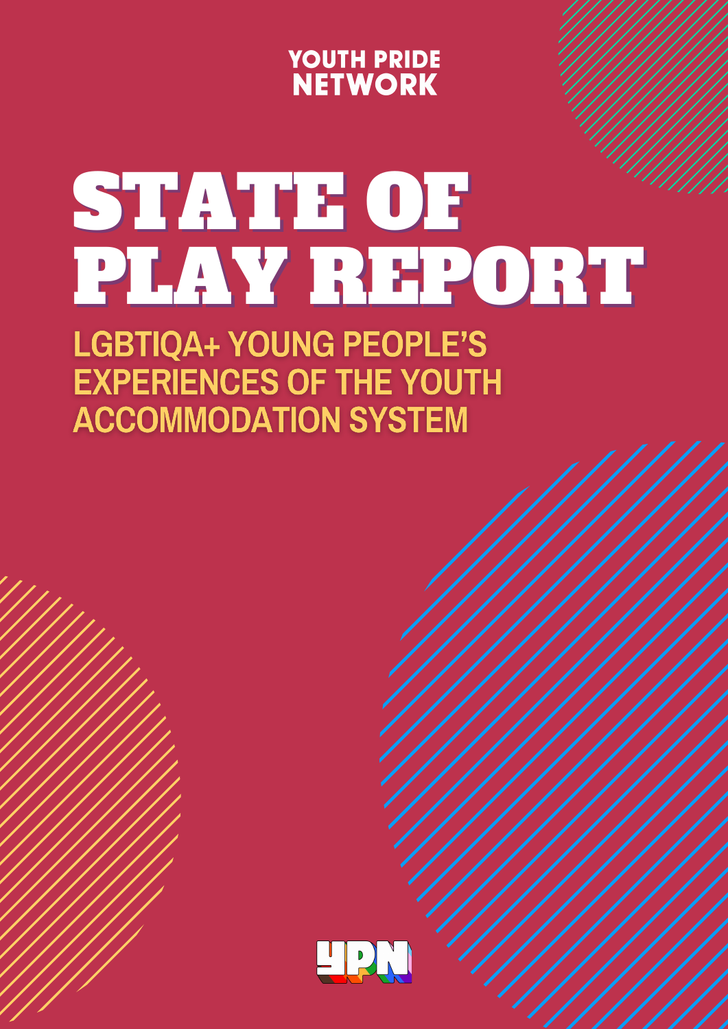YOUTH PRIDE NETWORK

# STATE OF PLAY REPORT

## LGBTIQA+ YOUNG PEOPLE'S EXPERIENCES OF THE YOUTH ACCOMMODATION SYSTEM

YPN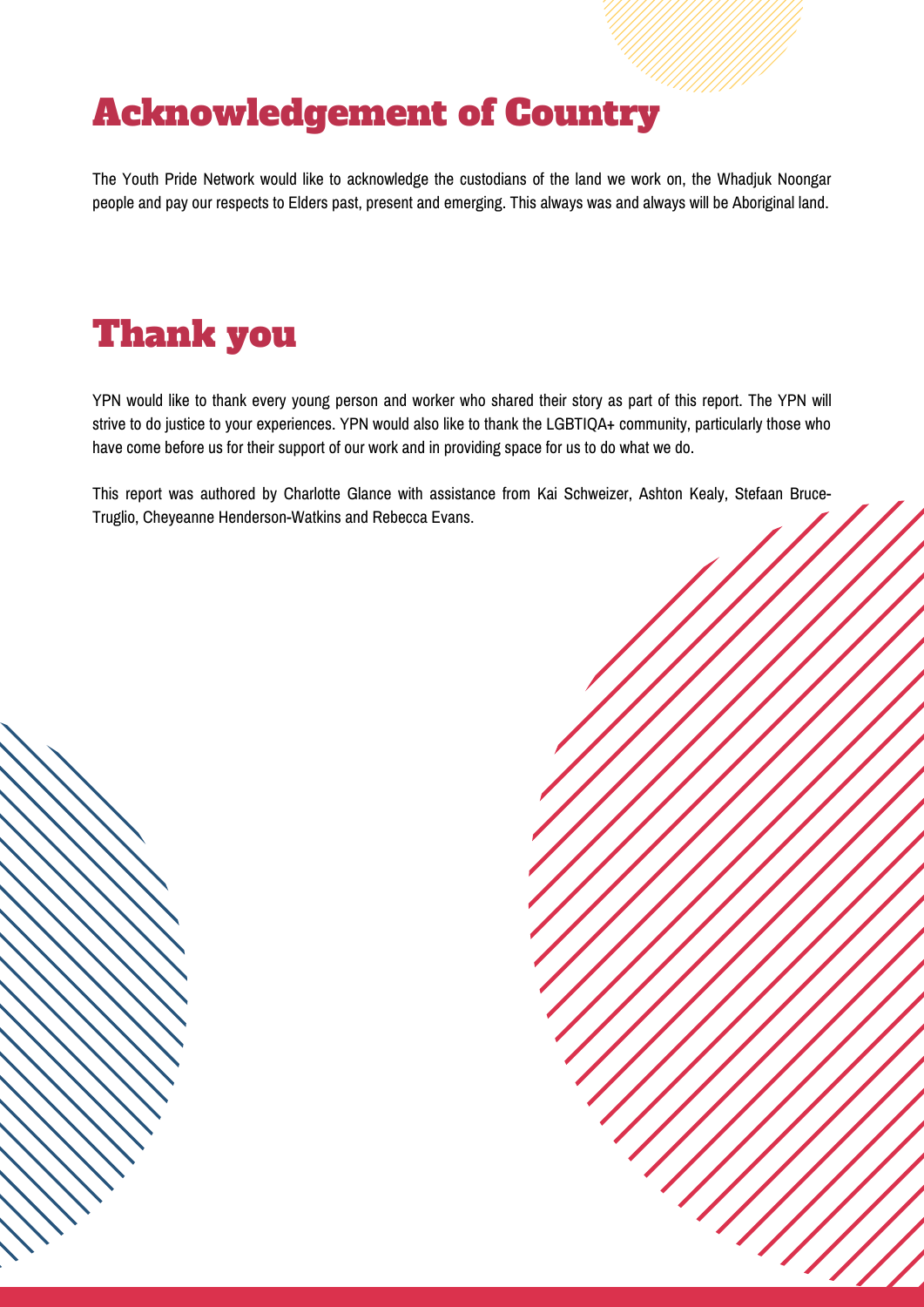# Acknowledgement of Country

The Youth Pride Network would like to acknowledge the custodians of the land we work on, the Whadjuk Noongar people and pay our respects to Elders past, present and emerging. This always was and always will be Aboriginal land.

# Thank you

YPN would like to thank every young person and worker who shared their story as part of this report. The YPN will strive to do justice to your experiences. YPN would also like to thank the LGBTIQA+ community, particularly those who have come before us for their support of our work and in providing space for us to do what we do.

This report was authored by Charlotte Glance with assistance from Kai Schweizer, Ashton Kealy, Stefaan Bruce-Truglio, Cheyeanne Henderson-Watkins and Rebecca Evans.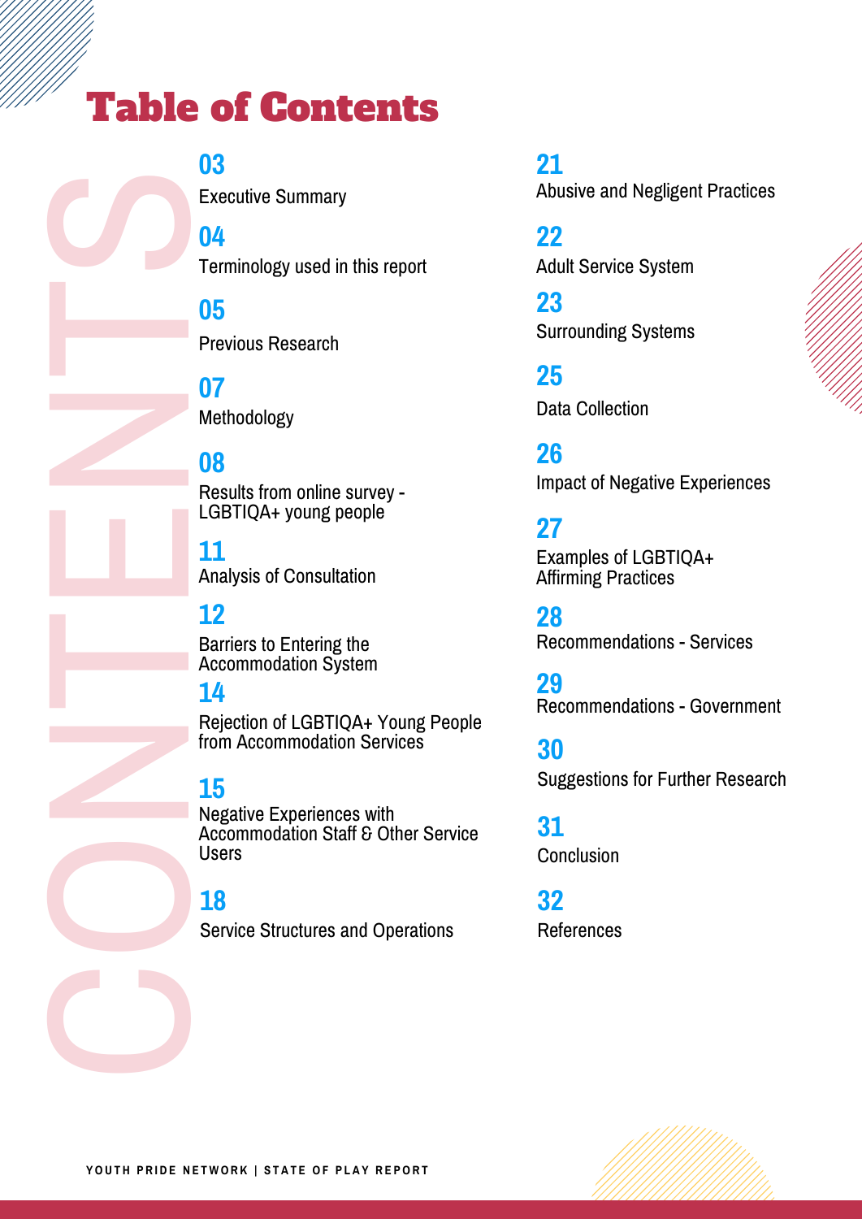# Table of Contents

**03** Executive Summary

**04** Terminology used in this report

**05** Previous Research

**07** Methodology

**08** Results from online survey - LGBTIQA+ young people

**11** Analysis of Consultation

**12** Barriers to Entering the Accommodation System

**14** Rejection of LGBTIQA+ Young People from Accommodation Services

**15** Negative Experiences with Accommodation Staff & Other Service Users

**18** Service Structures and Operations

**21** Abusive and Negligent Practices

**22** Adult Service System

**23** Surrounding Systems

**25** Data Collection

**26** Impact of Negative Experiences

**27** Examples of LGBTIQA+ Affirming Practices

**28** Recommendations - Services

**29** Recommendations - Government

**30** Suggestions for Further Research

**31** Conclusion

**32** References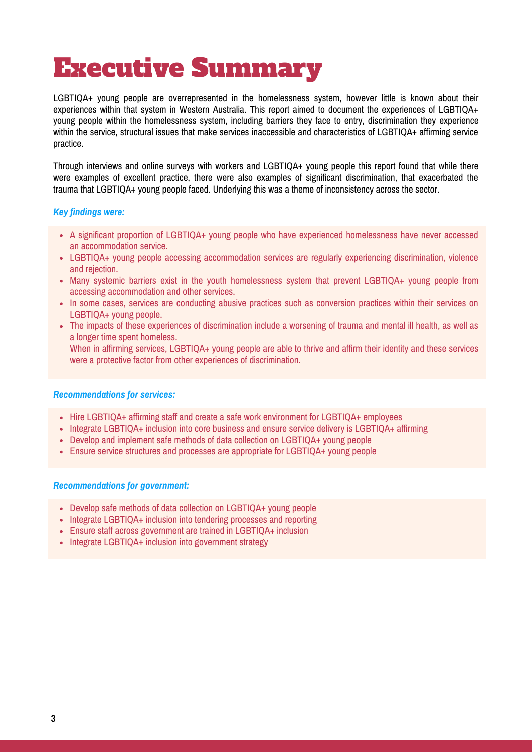# Executive Summary

LGBTIQA+ young people are overrepresented in the homelessness system, however little is known about their experiences within that system in Western Australia. This report aimed to document the experiences of LGBTIQA+ young people within the homelessness system, including barriers they face to entry, discrimination they experience within the service, structural issues that make services inaccessible and characteristics of LGBTIQA+ affirming service practice.

Through interviews and online surveys with workers and LGBTIQA+ young people this report found that while there were examples of excellent practice, there were also examples of significant discrimination, that exacerbated the trauma that LGBTIQA+ young people faced. Underlying this was a theme of inconsistency across the sector.

***Key findings were:***

- A significant proportion of LGBTIQA+ young people who have experienced homelessness have never accessed an accommodation service.
- LGBTIQA+ young people accessing accommodation services are regularly experiencing discrimination, violence and rejection.
- Many systemic barriers exist in the youth homelessness system that prevent LGBTIQA+ young people from accessing accommodation and other services.
- In some cases, services are conducting abusive practices such as conversion practices within their services on LGBTIQA+ young people.
- The impacts of these experiences of discrimination include a worsening of trauma and mental ill health, as well as a longer time spent homeless.
  When in affirming services, LGBTIQA+ young people are able to thrive and affirm their identity and these services were a protective factor from other experiences of discrimination.

***Recommendations for services:***

- Hire LGBTIQA+ affirming staff and create a safe work environment for LGBTIQA+ employees
- Integrate LGBTIQA+ inclusion into core business and ensure service delivery is LGBTIQA+ affirming
- Develop and implement safe methods of data collection on LGBTIQA+ young people
- Ensure service structures and processes are appropriate for LGBTIQA+ young people

***Recommendations for government:***

- Develop safe methods of data collection on LGBTIQA+ young people
- Integrate LGBTIQA+ inclusion into tendering processes and reporting
- Ensure staff across government are trained in LGBTIQA+ inclusion
- Integrate LGBTIQA+ inclusion into government strategy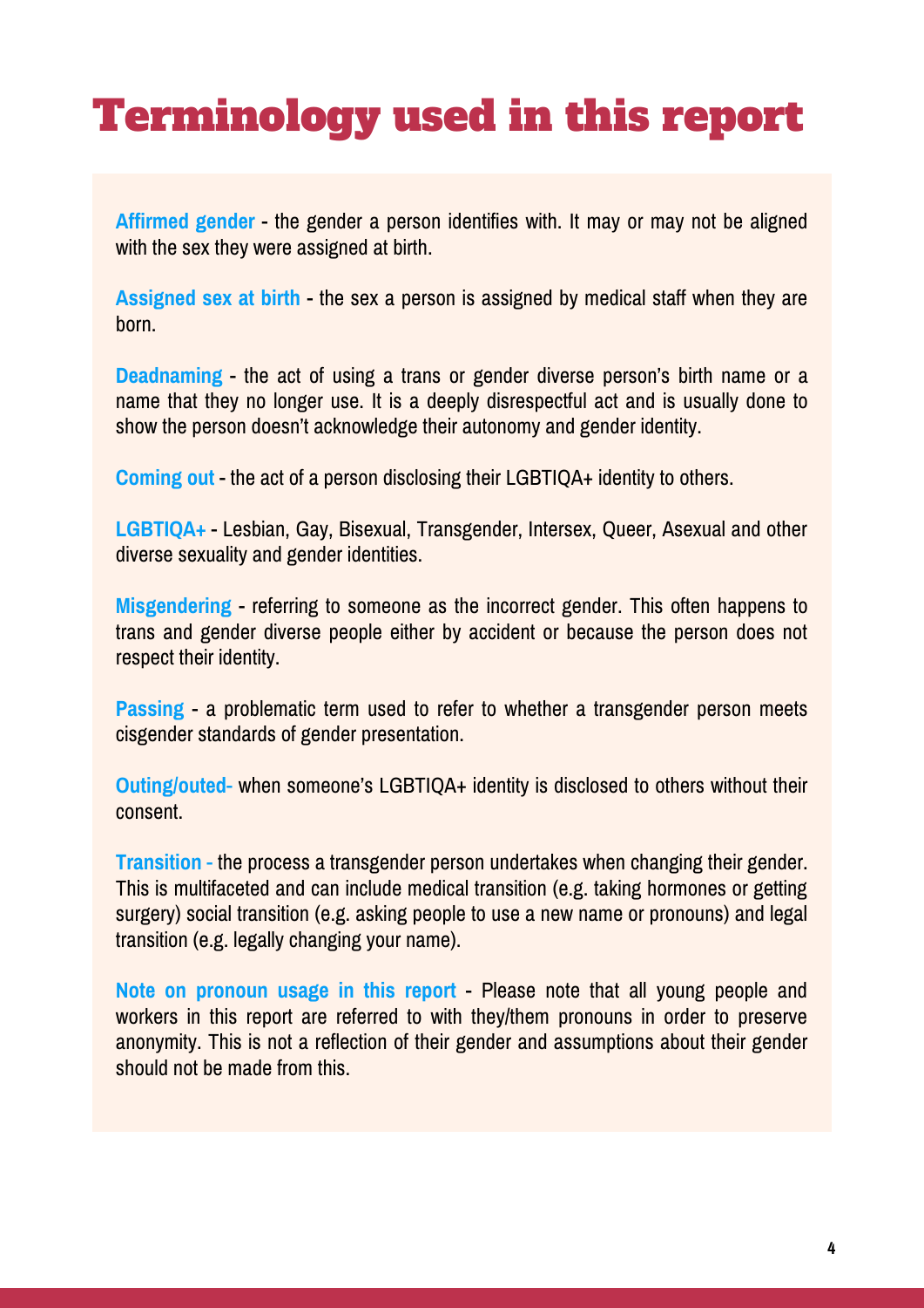# Terminology used in this report

**Affirmed gender** - the gender a person identifies with. It may or may not be aligned with the sex they were assigned at birth.

**Assigned sex at birth** - the sex a person is assigned by medical staff when they are born.

**Deadnaming** - the act of using a trans or gender diverse person's birth name or a name that they no longer use. It is a deeply disrespectful act and is usually done to show the person doesn't acknowledge their autonomy and gender identity.

**Coming out** - the act of a person disclosing their LGBTIQA+ identity to others.

**LGBTIQA+** - Lesbian, Gay, Bisexual, Transgender, Intersex, Queer, Asexual and other diverse sexuality and gender identities.

**Misgendering** - referring to someone as the incorrect gender. This often happens to trans and gender diverse people either by accident or because the person does not respect their identity.

**Passing** - a problematic term used to refer to whether a transgender person meets cisgender standards of gender presentation.

**Outing/outed**- when someone's LGBTIQA+ identity is disclosed to others without their consent.

**Transition** - the process a transgender person undertakes when changing their gender. This is multifaceted and can include medical transition (e.g. taking hormones or getting surgery) social transition (e.g. asking people to use a new name or pronouns) and legal transition (e.g. legally changing your name).

**Note on pronoun usage in this report** - Please note that all young people and workers in this report are referred to with they/them pronouns in order to preserve anonymity. This is not a reflection of their gender and assumptions about their gender should not be made from this.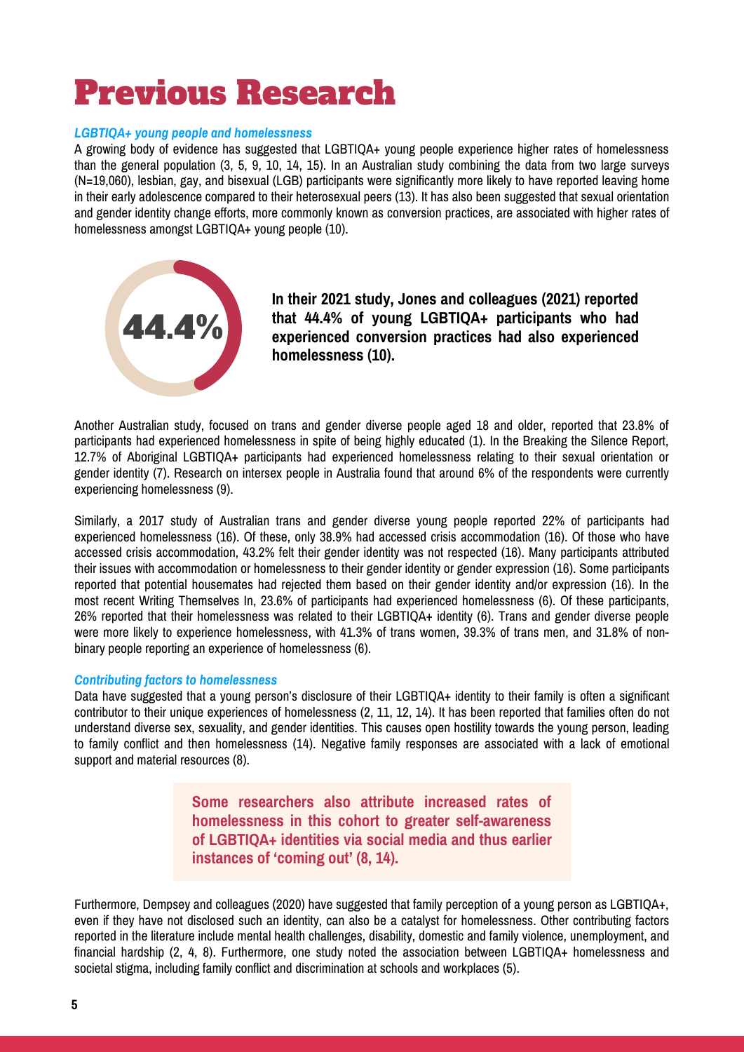# Previous Research

***LGBTIQA+ young people and homelessness***

A growing body of evidence has suggested that LGBTIQA+ young people experience higher rates of homelessness than the general population (3, 5, 9, 10, 14, 15). In an Australian study combining the data from two large surveys (N=19,060), lesbian, gay, and bisexual (LGB) participants were significantly more likely to have reported leaving home in their early adolescence compared to their heterosexual peers (13). It has also been suggested that sexual orientation and gender identity change efforts, more commonly known as conversion practices, are associated with higher rates of homelessness amongst LGBTIQA+ young people (10).

44.4%

**In their 2021 study, Jones and colleagues (2021) reported that 44.4% of young LGBTIQA+ participants who had experienced conversion practices had also experienced homelessness (10).**

Another Australian study, focused on trans and gender diverse people aged 18 and older, reported that 23.8% of participants had experienced homelessness in spite of being highly educated (1). In the Breaking the Silence Report, 12.7% of Aboriginal LGBTIQA+ participants had experienced homelessness relating to their sexual orientation or gender identity (7). Research on intersex people in Australia found that around 6% of the respondents were currently experiencing homelessness (9).

Similarly, a 2017 study of Australian trans and gender diverse young people reported 22% of participants had experienced homelessness (16). Of these, only 38.9% had accessed crisis accommodation (16). Of those who have accessed crisis accommodation, 43.2% felt their gender identity was not respected (16). Many participants attributed their issues with accommodation or homelessness to their gender identity or gender expression (16). Some participants reported that potential housemates had rejected them based on their gender identity and/or expression (16). In the most recent Writing Themselves In, 23.6% of participants had experienced homelessness (6). Of these participants, 26% reported that their homelessness was related to their LGBTIQA+ identity (6). Trans and gender diverse people were more likely to experience homelessness, with 41.3% of trans women, 39.3% of trans men, and 31.8% of non-binary people reporting an experience of homelessness (6).

***Contributing factors to homelessness***

Data have suggested that a young person's disclosure of their LGBTIQA+ identity to their family is often a significant contributor to their unique experiences of homelessness (2, 11, 12, 14). It has been reported that families often do not understand diverse sex, sexuality, and gender identities. This causes open hostility towards the young person, leading to family conflict and then homelessness (14). Negative family responses are associated with a lack of emotional support and material resources (8).

**Some researchers also attribute increased rates of homelessness in this cohort to greater self-awareness of LGBTIQA+ identities via social media and thus earlier instances of 'coming out' (8, 14).**

Furthermore, Dempsey and colleagues (2020) have suggested that family perception of a young person as LGBTIQA+, even if they have not disclosed such an identity, can also be a catalyst for homelessness. Other contributing factors reported in the literature include mental health challenges, disability, domestic and family violence, unemployment, and financial hardship (2, 4, 8). Furthermore, one study noted the association between LGBTIQA+ homelessness and societal stigma, including family conflict and discrimination at schools and workplaces (5).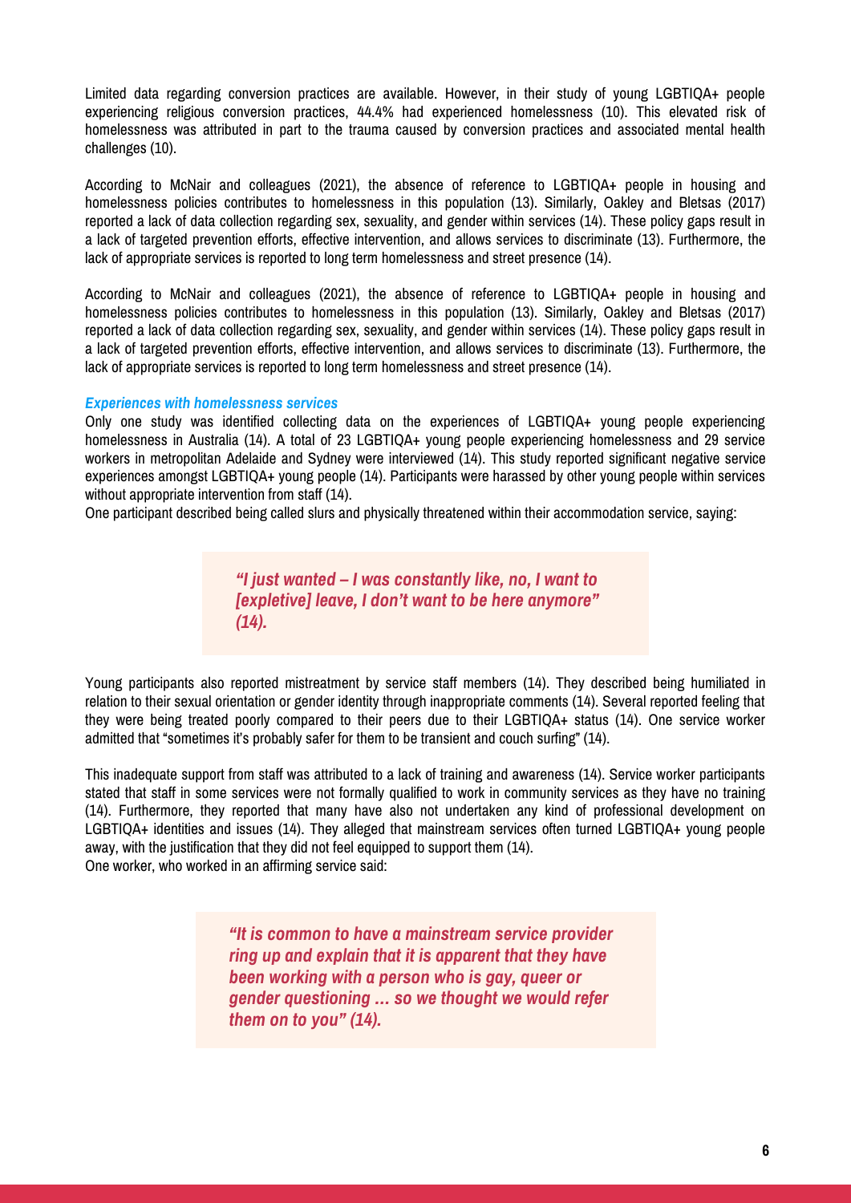Limited data regarding conversion practices are available. However, in their study of young LGBTIQA+ people experiencing religious conversion practices, 44.4% had experienced homelessness (10). This elevated risk of homelessness was attributed in part to the trauma caused by conversion practices and associated mental health challenges (10).

According to McNair and colleagues (2021), the absence of reference to LGBTIQA+ people in housing and homelessness policies contributes to homelessness in this population (13). Similarly, Oakley and Bletsas (2017) reported a lack of data collection regarding sex, sexuality, and gender within services (14). These policy gaps result in a lack of targeted prevention efforts, effective intervention, and allows services to discriminate (13). Furthermore, the lack of appropriate services is reported to long term homelessness and street presence (14).

According to McNair and colleagues (2021), the absence of reference to LGBTIQA+ people in housing and homelessness policies contributes to homelessness in this population (13). Similarly, Oakley and Bletsas (2017) reported a lack of data collection regarding sex, sexuality, and gender within services (14). These policy gaps result in a lack of targeted prevention efforts, effective intervention, and allows services to discriminate (13). Furthermore, the lack of appropriate services is reported to long term homelessness and street presence (14).

### *Experiences with homelessness services*

Only one study was identified collecting data on the experiences of LGBTIQA+ young people experiencing homelessness in Australia (14). A total of 23 LGBTIQA+ young people experiencing homelessness and 29 service workers in metropolitan Adelaide and Sydney were interviewed (14). This study reported significant negative service experiences amongst LGBTIQA+ young people (14). Participants were harassed by other young people within services without appropriate intervention from staff (14).

One participant described being called slurs and physically threatened within their accommodation service, saying:

> ***"I just wanted – I was constantly like, no, I want to [expletive] leave, I don't want to be here anymore" (14).***

Young participants also reported mistreatment by service staff members (14). They described being humiliated in relation to their sexual orientation or gender identity through inappropriate comments (14). Several reported feeling that they were being treated poorly compared to their peers due to their LGBTIQA+ status (14). One service worker admitted that "sometimes it's probably safer for them to be transient and couch surfing" (14).

This inadequate support from staff was attributed to a lack of training and awareness (14). Service worker participants stated that staff in some services were not formally qualified to work in community services as they have no training (14). Furthermore, they reported that many have also not undertaken any kind of professional development on LGBTIQA+ identities and issues (14). They alleged that mainstream services often turned LGBTIQA+ young people away, with the justification that they did not feel equipped to support them (14).

One worker, who worked in an affirming service said:

> ***"It is common to have a mainstream service provider ring up and explain that it is apparent that they have been working with a person who is gay, queer or gender questioning … so we thought we would refer them on to you" (14).***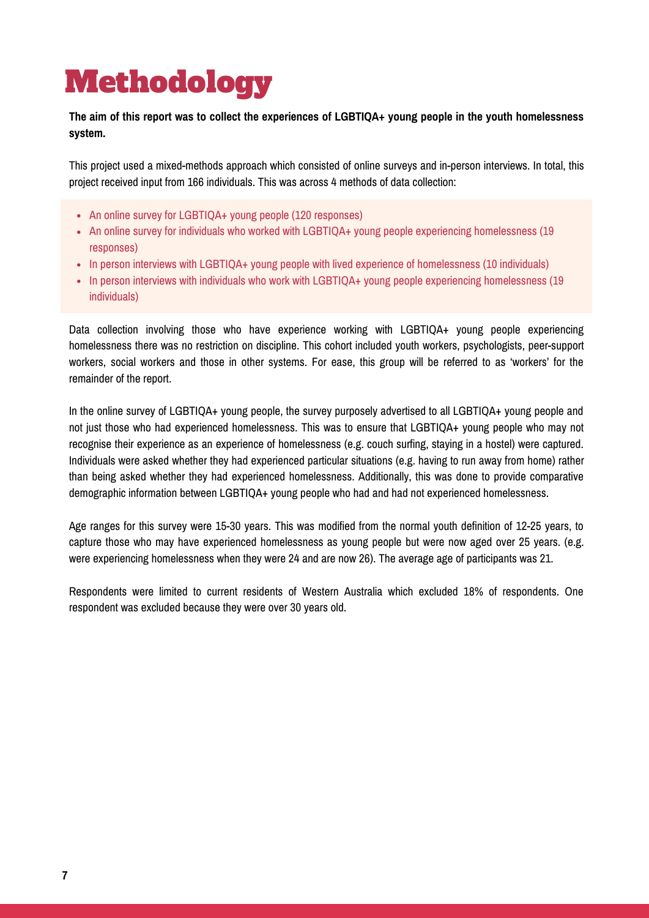# Methodology

**The aim of this report was to collect the experiences of LGBTIQA+ young people in the youth homelessness system.**

This project used a mixed-methods approach which consisted of online surveys and in-person interviews. In total, this project received input from 166 individuals. This was across 4 methods of data collection:

- An online survey for LGBTIQA+ young people (120 responses)
- An online survey for individuals who worked with LGBTIQA+ young people experiencing homelessness (19 responses)
- In person interviews with LGBTIQA+ young people with lived experience of homelessness (10 individuals)
- In person interviews with individuals who work with LGBTIQA+ young people experiencing homelessness (19 individuals)

Data collection involving those who have experience working with LGBTIQA+ young people experiencing homelessness there was no restriction on discipline. This cohort included youth workers, psychologists, peer-support workers, social workers and those in other systems. For ease, this group will be referred to as 'workers' for the remainder of the report.

In the online survey of LGBTIQA+ young people, the survey purposely advertised to all LGBTIQA+ young people and not just those who had experienced homelessness. This was to ensure that LGBTIQA+ young people who may not recognise their experience as an experience of homelessness (e.g. couch surfing, staying in a hostel) were captured. Individuals were asked whether they had experienced particular situations (e.g. having to run away from home) rather than being asked whether they had experienced homelessness. Additionally, this was done to provide comparative demographic information between LGBTIQA+ young people who had and had not experienced homelessness.

Age ranges for this survey were 15-30 years. This was modified from the normal youth definition of 12-25 years, to capture those who may have experienced homelessness as young people but were now aged over 25 years. (e.g. were experiencing homelessness when they were 24 and are now 26). The average age of participants was 21.

Respondents were limited to current residents of Western Australia which excluded 18% of respondents. One respondent was excluded because they were over 30 years old.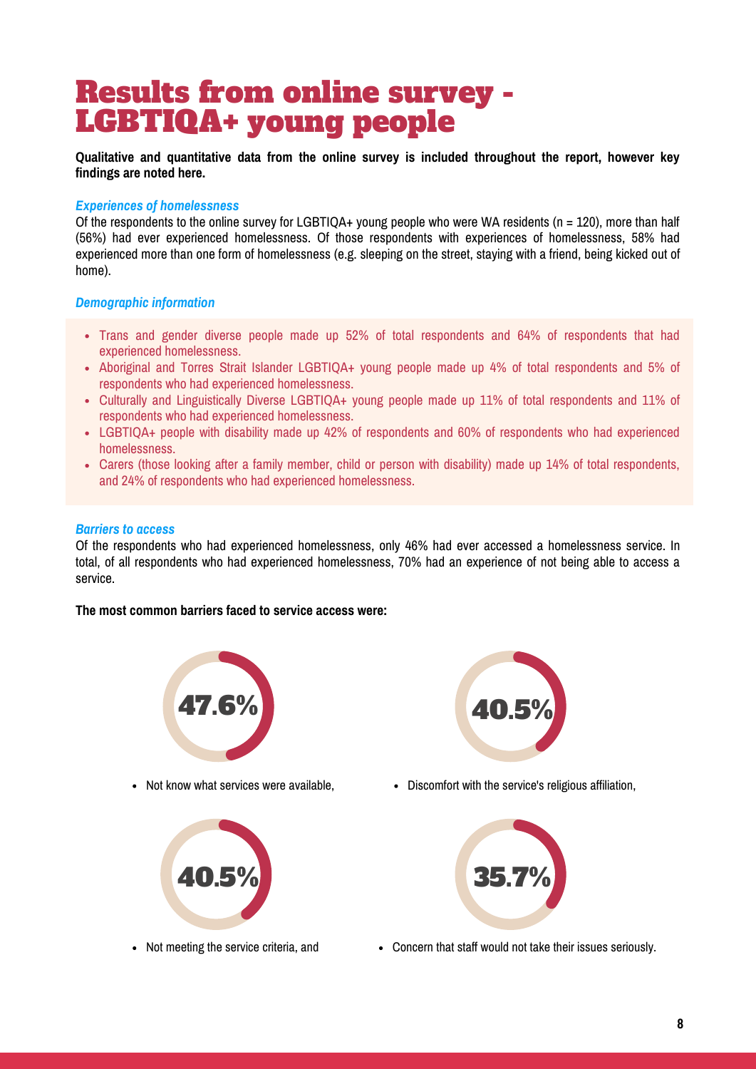# Results from online survey - LGBTIQA+ young people

**Qualitative and quantitative data from the online survey is included throughout the report, however key findings are noted here.**

### *Experiences of homelessness*

Of the respondents to the online survey for LGBTIQA+ young people who were WA residents (n = 120), more than half (56%) had ever experienced homelessness. Of those respondents with experiences of homelessness, 58% had experienced more than one form of homelessness (e.g. sleeping on the street, staying with a friend, being kicked out of home).

### *Demographic information*

- Trans and gender diverse people made up 52% of total respondents and 64% of respondents that had experienced homelessness.
- Aboriginal and Torres Strait Islander LGBTIQA+ young people made up 4% of total respondents and 5% of respondents who had experienced homelessness.
- Culturally and Linguistically Diverse LGBTIQA+ young people made up 11% of total respondents and 11% of respondents who had experienced homelessness.
- LGBTIQA+ people with disability made up 42% of respondents and 60% of respondents who had experienced homelessness.
- Carers (those looking after a family member, child or person with disability) made up 14% of total respondents, and 24% of respondents who had experienced homelessness.

### *Barriers to access*

Of the respondents who had experienced homelessness, only 46% had ever accessed a homelessness service. In total, of all respondents who had experienced homelessness, 70% had an experience of not being able to access a service.

**The most common barriers faced to service access were:**

**47.6%**

- Not know what services were available,

**40.5%**

- Discomfort with the service's religious affiliation,

**40.5%**

- Not meeting the service criteria, and

**35.7%**

- Concern that staff would not take their issues seriously.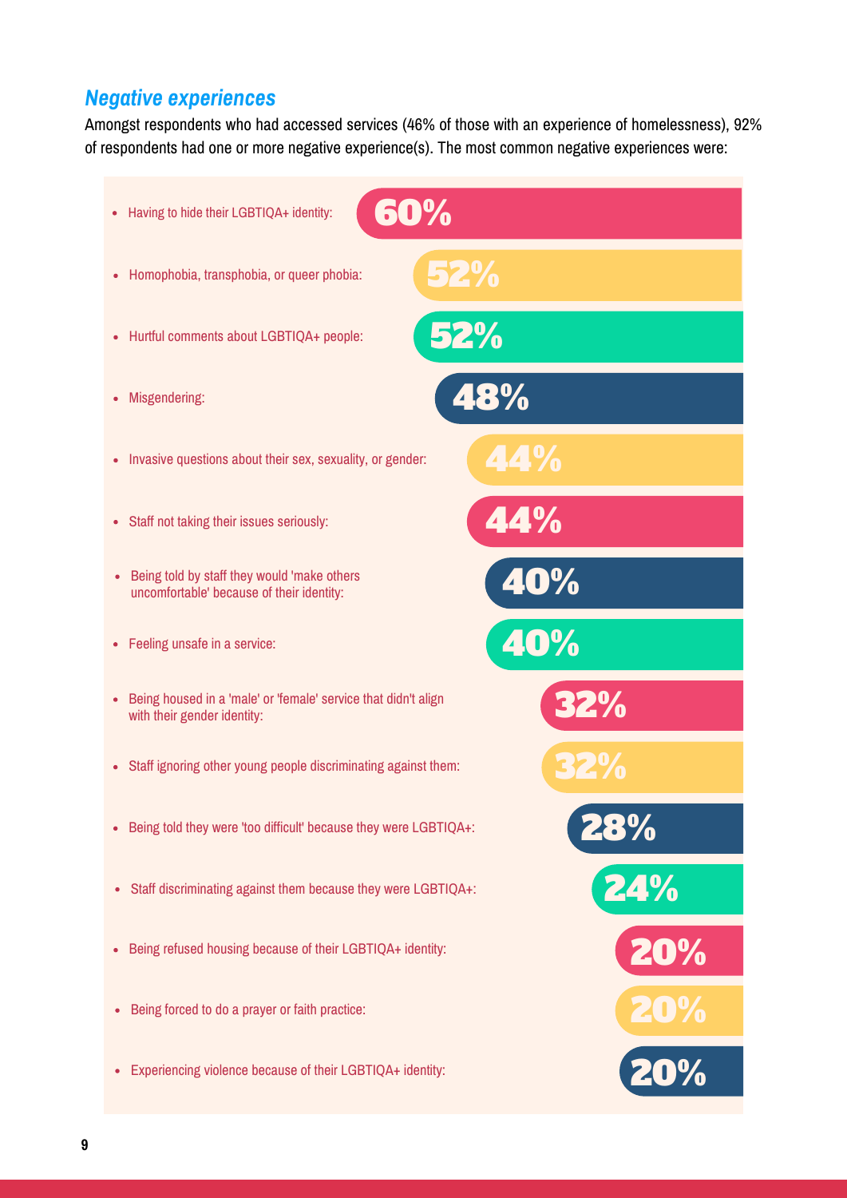### *Negative experiences*

Amongst respondents who had accessed services (46% of those with an experience of homelessness), 92% of respondents had one or more negative experience(s). The most common negative experiences were:

- Having to hide their LGBTIQA+ identity: **60%**
- Homophobia, transphobia, or queer phobia: **52%**
- Hurtful comments about LGBTIQA+ people: **52%**
- Misgendering: **48%**
- Invasive questions about their sex, sexuality, or gender: **44%**
- Staff not taking their issues seriously: **44%**
- Being told by staff they would 'make others uncomfortable' because of their identity: **40%**
- Feeling unsafe in a service: **40%**
- Being housed in a 'male' or 'female' service that didn't align with their gender identity: **32%**
- Staff ignoring other young people discriminating against them: **32%**
- Being told they were 'too difficult' because they were LGBTIQA+: **28%**
- Staff discriminating against them because they were LGBTIQA+: **24%**
- Being refused housing because of their LGBTIQA+ identity: **20%**
- Being forced to do a prayer or faith practice: **20%**
- Experiencing violence because of their LGBTIQA+ identity: **20%**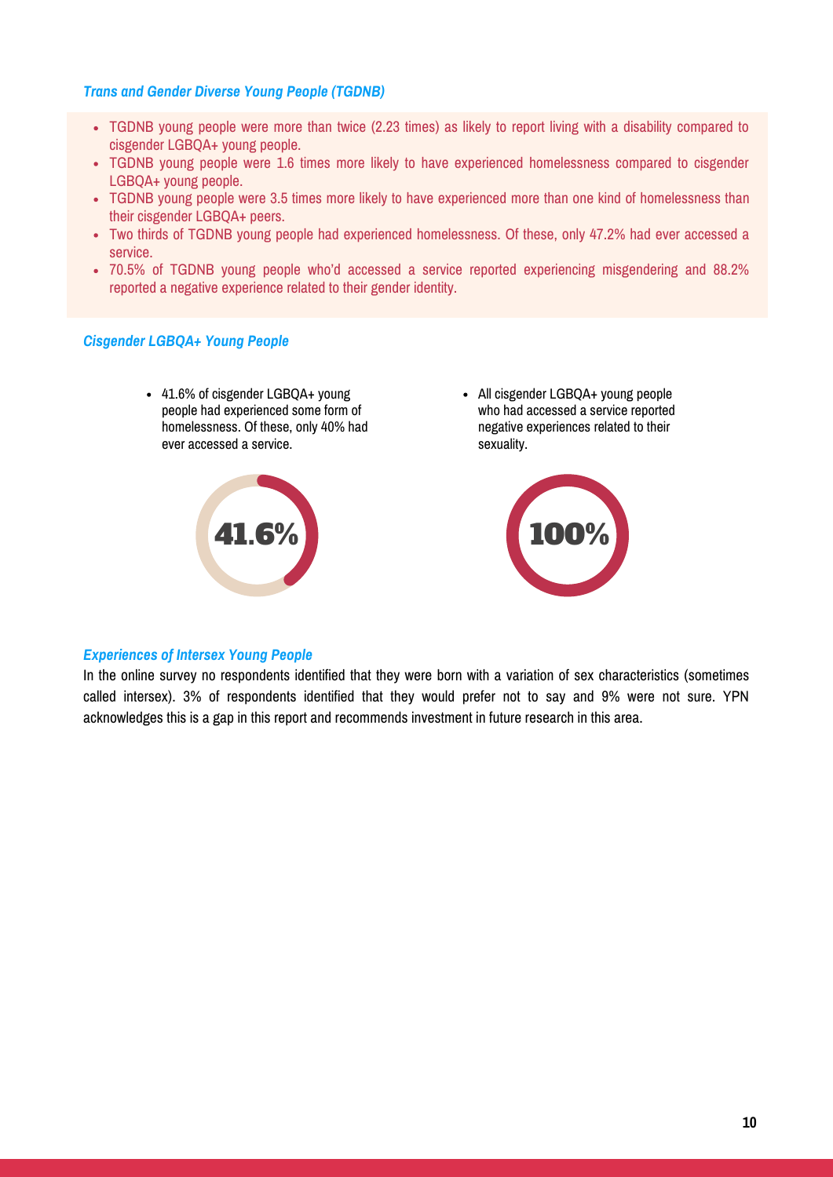### *Trans and Gender Diverse Young People (TGDNB)*

- TGDNB young people were more than twice (2.23 times) as likely to report living with a disability compared to cisgender LGBQA+ young people.
- TGDNB young people were 1.6 times more likely to have experienced homelessness compared to cisgender LGBQA+ young people.
- TGDNB young people were 3.5 times more likely to have experienced more than one kind of homelessness than their cisgender LGBQA+ peers.
- Two thirds of TGDNB young people had experienced homelessness. Of these, only 47.2% had ever accessed a service.
- 70.5% of TGDNB young people who'd accessed a service reported experiencing misgendering and 88.2% reported a negative experience related to their gender identity.

### *Cisgender LGBQA+ Young People*

- 41.6% of cisgender LGBQA+ young people had experienced some form of homelessness. Of these, only 40% had ever accessed a service.

**41.6%**

- All cisgender LGBQA+ young people who had accessed a service reported negative experiences related to their sexuality.

**100%**

### *Experiences of Intersex Young People*

In the online survey no respondents identified that they were born with a variation of sex characteristics (sometimes called intersex). 3% of respondents identified that they would prefer not to say and 9% were not sure. YPN acknowledges this is a gap in this report and recommends investment in future research in this area.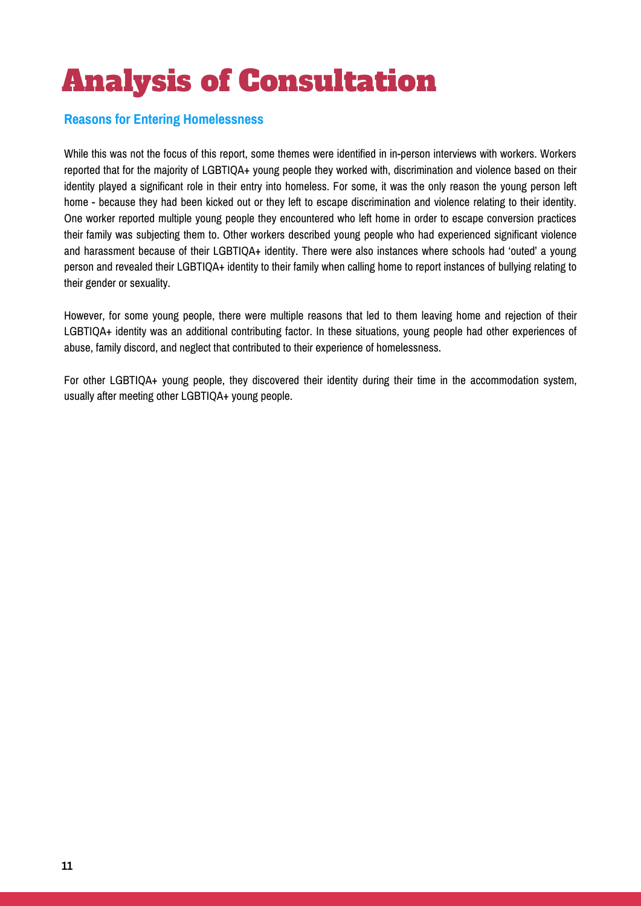# Analysis of Consultation

## Reasons for Entering Homelessness

While this was not the focus of this report, some themes were identified in in-person interviews with workers. Workers reported that for the majority of LGBTIQA+ young people they worked with, discrimination and violence based on their identity played a significant role in their entry into homeless. For some, it was the only reason the young person left home - because they had been kicked out or they left to escape discrimination and violence relating to their identity. One worker reported multiple young people they encountered who left home in order to escape conversion practices their family was subjecting them to. Other workers described young people who had experienced significant violence and harassment because of their LGBTIQA+ identity. There were also instances where schools had 'outed' a young person and revealed their LGBTIQA+ identity to their family when calling home to report instances of bullying relating to their gender or sexuality.

However, for some young people, there were multiple reasons that led to them leaving home and rejection of their LGBTIQA+ identity was an additional contributing factor. In these situations, young people had other experiences of abuse, family discord, and neglect that contributed to their experience of homelessness.

For other LGBTIQA+ young people, they discovered their identity during their time in the accommodation system, usually after meeting other LGBTIQA+ young people.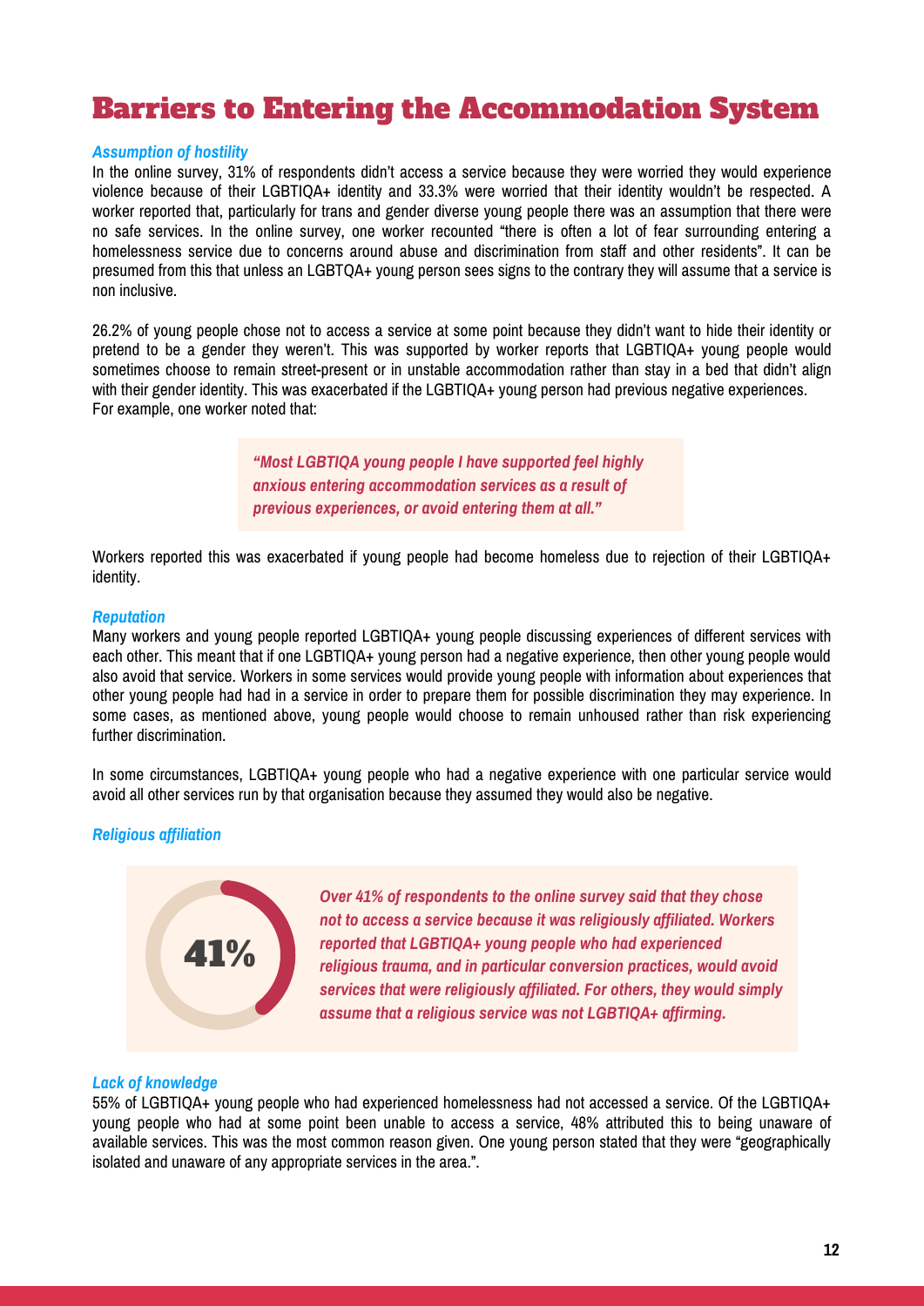# Barriers to Entering the Accommodation System

### *Assumption of hostility*

In the online survey, 31% of respondents didn't access a service because they were worried they would experience violence because of their LGBTIQA+ identity and 33.3% were worried that their identity wouldn't be respected. A worker reported that, particularly for trans and gender diverse young people there was an assumption that there were no safe services. In the online survey, one worker recounted "there is often a lot of fear surrounding entering a homelessness service due to concerns around abuse and discrimination from staff and other residents". It can be presumed from this that unless an LGBTQA+ young person sees signs to the contrary they will assume that a service is non inclusive.

26.2% of young people chose not to access a service at some point because they didn't want to hide their identity or pretend to be a gender they weren't. This was supported by worker reports that LGBTIQA+ young people would sometimes choose to remain street-present or in unstable accommodation rather than stay in a bed that didn't align with their gender identity. This was exacerbated if the LGBTIQA+ young person had previous negative experiences. For example, one worker noted that:

> ***"Most LGBTIQA young people I have supported feel highly anxious entering accommodation services as a result of previous experiences, or avoid entering them at all."***

Workers reported this was exacerbated if young people had become homeless due to rejection of their LGBTIQA+ identity.

### *Reputation*

Many workers and young people reported LGBTIQA+ young people discussing experiences of different services with each other. This meant that if one LGBTIQA+ young person had a negative experience, then other young people would also avoid that service. Workers in some services would provide young people with information about experiences that other young people had had in a service in order to prepare them for possible discrimination they may experience. In some cases, as mentioned above, young people would choose to remain unhoused rather than risk experiencing further discrimination.

In some circumstances, LGBTIQA+ young people who had a negative experience with one particular service would avoid all other services run by that organisation because they assumed they would also be negative.

### *Religious affiliation*

**41%**

***Over 41% of respondents to the online survey said that they chose not to access a service because it was religiously affiliated. Workers reported that LGBTIQA+ young people who had experienced religious trauma, and in particular conversion practices, would avoid services that were religiously affiliated. For others, they would simply assume that a religious service was not LGBTIQA+ affirming.***

### *Lack of knowledge*

55% of LGBTIQA+ young people who had experienced homelessness had not accessed a service. Of the LGBTIQA+ young people who had at some point been unable to access a service, 48% attributed this to being unaware of available services. This was the most common reason given. One young person stated that they were "geographically isolated and unaware of any appropriate services in the area.".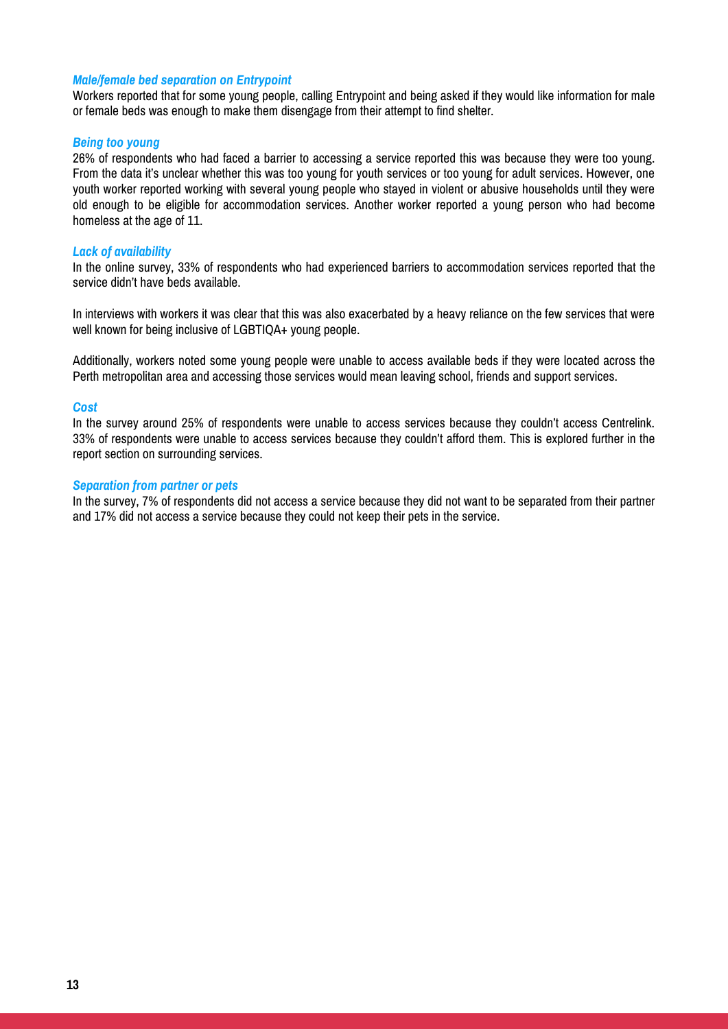### *Male/female bed separation on Entrypoint*

Workers reported that for some young people, calling Entrypoint and being asked if they would like information for male or female beds was enough to make them disengage from their attempt to find shelter.

### *Being too young*

26% of respondents who had faced a barrier to accessing a service reported this was because they were too young. From the data it's unclear whether this was too young for youth services or too young for adult services. However, one youth worker reported working with several young people who stayed in violent or abusive households until they were old enough to be eligible for accommodation services. Another worker reported a young person who had become homeless at the age of 11.

### *Lack of availability*

In the online survey, 33% of respondents who had experienced barriers to accommodation services reported that the service didn't have beds available.

In interviews with workers it was clear that this was also exacerbated by a heavy reliance on the few services that were well known for being inclusive of LGBTIQA+ young people.

Additionally, workers noted some young people were unable to access available beds if they were located across the Perth metropolitan area and accessing those services would mean leaving school, friends and support services.

### *Cost*

In the survey around 25% of respondents were unable to access services because they couldn't access Centrelink. 33% of respondents were unable to access services because they couldn't afford them. This is explored further in the report section on surrounding services.

### *Separation from partner or pets*

In the survey, 7% of respondents did not access a service because they did not want to be separated from their partner and 17% did not access a service because they could not keep their pets in the service.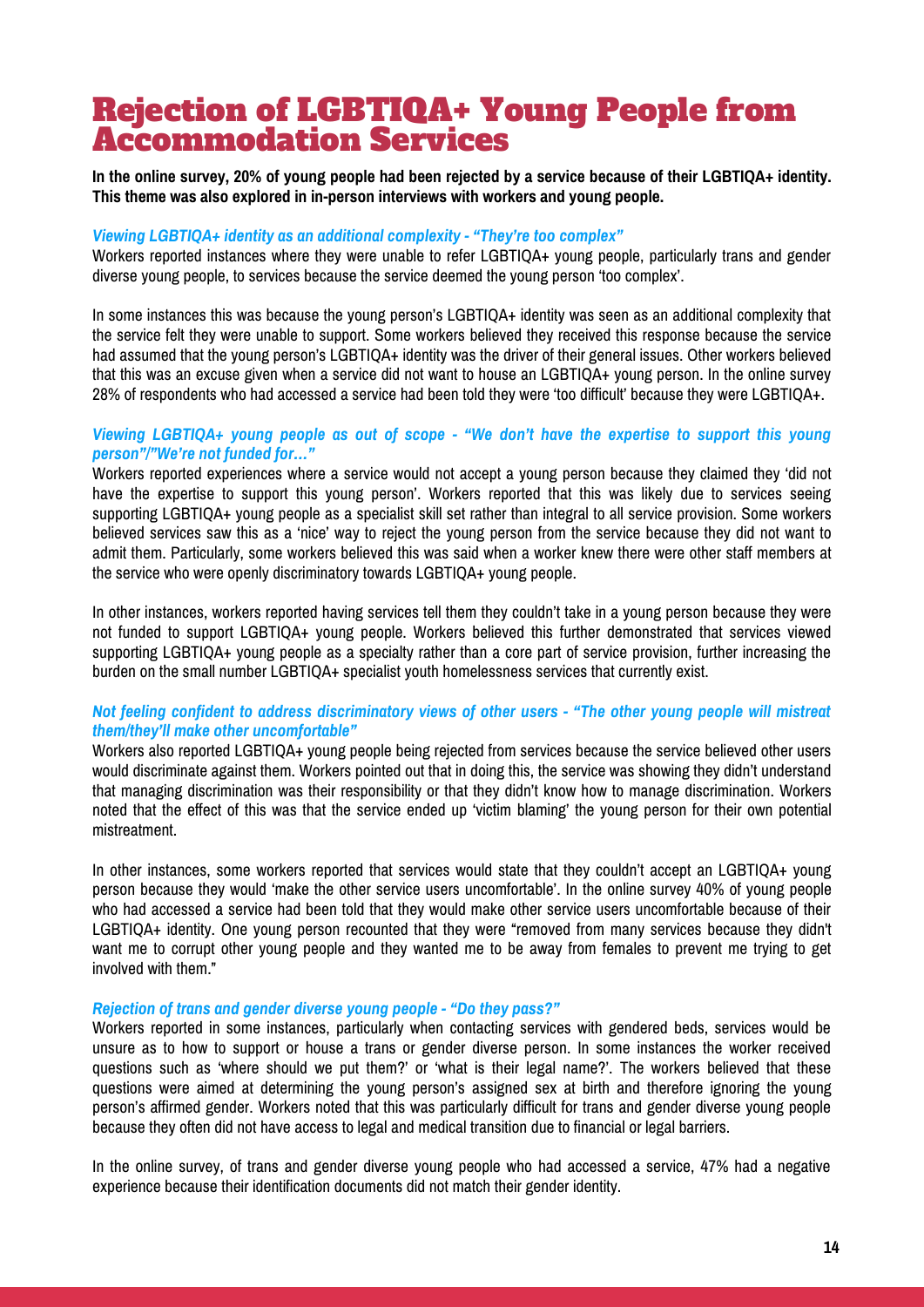# Rejection of LGBTIQA+ Young People from Accommodation Services

**In the online survey, 20% of young people had been rejected by a service because of their LGBTIQA+ identity. This theme was also explored in in-person interviews with workers and young people.**

### *Viewing LGBTIQA+ identity as an additional complexity - "They're too complex"*

Workers reported instances where they were unable to refer LGBTIQA+ young people, particularly trans and gender diverse young people, to services because the service deemed the young person 'too complex'.

In some instances this was because the young person's LGBTIQA+ identity was seen as an additional complexity that the service felt they were unable to support. Some workers believed they received this response because the service had assumed that the young person's LGBTIQA+ identity was the driver of their general issues. Other workers believed that this was an excuse given when a service did not want to house an LGBTIQA+ young person. In the online survey 28% of respondents who had accessed a service had been told they were 'too difficult' because they were LGBTIQA+.

### *Viewing LGBTIQA+ young people as out of scope - "We don't have the expertise to support this young person"/"We're not funded for…"*

Workers reported experiences where a service would not accept a young person because they claimed they 'did not have the expertise to support this young person'. Workers reported that this was likely due to services seeing supporting LGBTIQA+ young people as a specialist skill set rather than integral to all service provision. Some workers believed services saw this as a 'nice' way to reject the young person from the service because they did not want to admit them. Particularly, some workers believed this was said when a worker knew there were other staff members at the service who were openly discriminatory towards LGBTIQA+ young people.

In other instances, workers reported having services tell them they couldn't take in a young person because they were not funded to support LGBTIQA+ young people. Workers believed this further demonstrated that services viewed supporting LGBTIQA+ young people as a specialty rather than a core part of service provision, further increasing the burden on the small number LGBTIQA+ specialist youth homelessness services that currently exist.

### *Not feeling confident to address discriminatory views of other users - "The other young people will mistreat them/they'll make other uncomfortable"*

Workers also reported LGBTIQA+ young people being rejected from services because the service believed other users would discriminate against them. Workers pointed out that in doing this, the service was showing they didn't understand that managing discrimination was their responsibility or that they didn't know how to manage discrimination. Workers noted that the effect of this was that the service ended up 'victim blaming' the young person for their own potential mistreatment.

In other instances, some workers reported that services would state that they couldn't accept an LGBTIQA+ young person because they would 'make the other service users uncomfortable'. In the online survey 40% of young people who had accessed a service had been told that they would make other service users uncomfortable because of their LGBTIQA+ identity. One young person recounted that they were "removed from many services because they didn't want me to corrupt other young people and they wanted me to be away from females to prevent me trying to get involved with them."

### *Rejection of trans and gender diverse young people - "Do they pass?"*

Workers reported in some instances, particularly when contacting services with gendered beds, services would be unsure as to how to support or house a trans or gender diverse person. In some instances the worker received questions such as 'where should we put them?' or 'what is their legal name?'. The workers believed that these questions were aimed at determining the young person's assigned sex at birth and therefore ignoring the young person's affirmed gender. Workers noted that this was particularly difficult for trans and gender diverse young people because they often did not have access to legal and medical transition due to financial or legal barriers.

In the online survey, of trans and gender diverse young people who had accessed a service, 47% had a negative experience because their identification documents did not match their gender identity.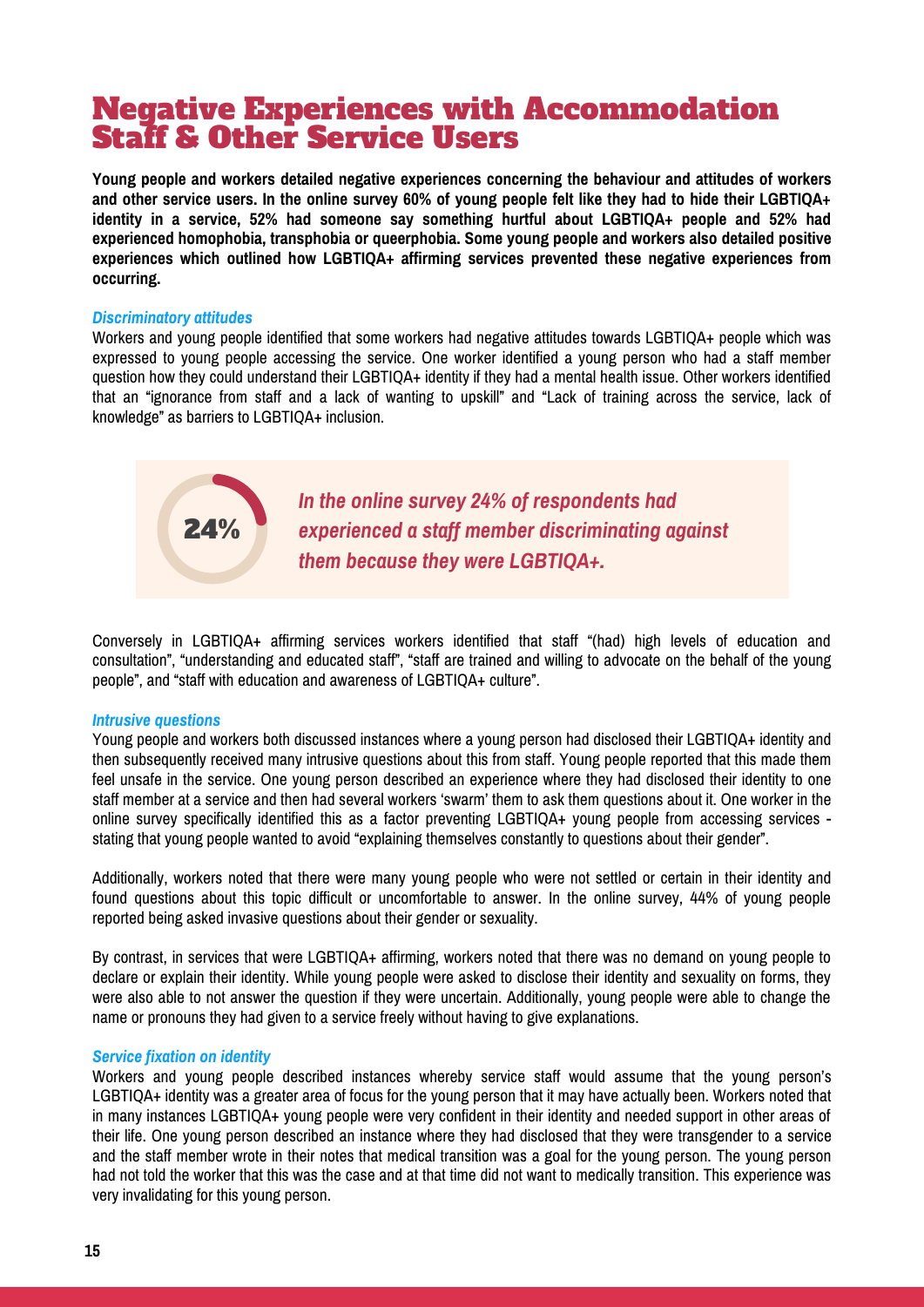# Negative Experiences with Accommodation Staff & Other Service Users

**Young people and workers detailed negative experiences concerning the behaviour and attitudes of workers and other service users. In the online survey 60% of young people felt like they had to hide their LGBTIQA+ identity in a service, 52% had someone say something hurtful about LGBTIQA+ people and 52% had experienced homophobia, transphobia or queerphobia. Some young people and workers also detailed positive experiences which outlined how LGBTIQA+ affirming services prevented these negative experiences from occurring.**

### *Discriminatory attitudes*

Workers and young people identified that some workers had negative attitudes towards LGBTIQA+ people which was expressed to young people accessing the service. One worker identified a young person who had a staff member question how they could understand their LGBTIQA+ identity if they had a mental health issue. Other workers identified that an "ignorance from staff and a lack of wanting to upskill" and "Lack of training across the service, lack of knowledge" as barriers to LGBTIQA+ inclusion.

**24%**

***In the online survey 24% of respondents had experienced a staff member discriminating against them because they were LGBTIQA+.***

Conversely in LGBTIQA+ affirming services workers identified that staff "(had) high levels of education and consultation", "understanding and educated staff", "staff are trained and willing to advocate on the behalf of the young people", and "staff with education and awareness of LGBTIQA+ culture".

### *Intrusive questions*

Young people and workers both discussed instances where a young person had disclosed their LGBTIQA+ identity and then subsequently received many intrusive questions about this from staff. Young people reported that this made them feel unsafe in the service. One young person described an experience where they had disclosed their identity to one staff member at a service and then had several workers 'swarm' them to ask them questions about it. One worker in the online survey specifically identified this as a factor preventing LGBTIQA+ young people from accessing services - stating that young people wanted to avoid "explaining themselves constantly to questions about their gender".

Additionally, workers noted that there were many young people who were not settled or certain in their identity and found questions about this topic difficult or uncomfortable to answer. In the online survey, 44% of young people reported being asked invasive questions about their gender or sexuality.

By contrast, in services that were LGBTIQA+ affirming, workers noted that there was no demand on young people to declare or explain their identity. While young people were asked to disclose their identity and sexuality on forms, they were also able to not answer the question if they were uncertain. Additionally, young people were able to change the name or pronouns they had given to a service freely without having to give explanations.

### *Service fixation on identity*

Workers and young people described instances whereby service staff would assume that the young person's LGBTIQA+ identity was a greater area of focus for the young person that it may have actually been. Workers noted that in many instances LGBTIQA+ young people were very confident in their identity and needed support in other areas of their life. One young person described an instance where they had disclosed that they were transgender to a service and the staff member wrote in their notes that medical transition was a goal for the young person. The young person had not told the worker that this was the case and at that time did not want to medically transition. This experience was very invalidating for this young person.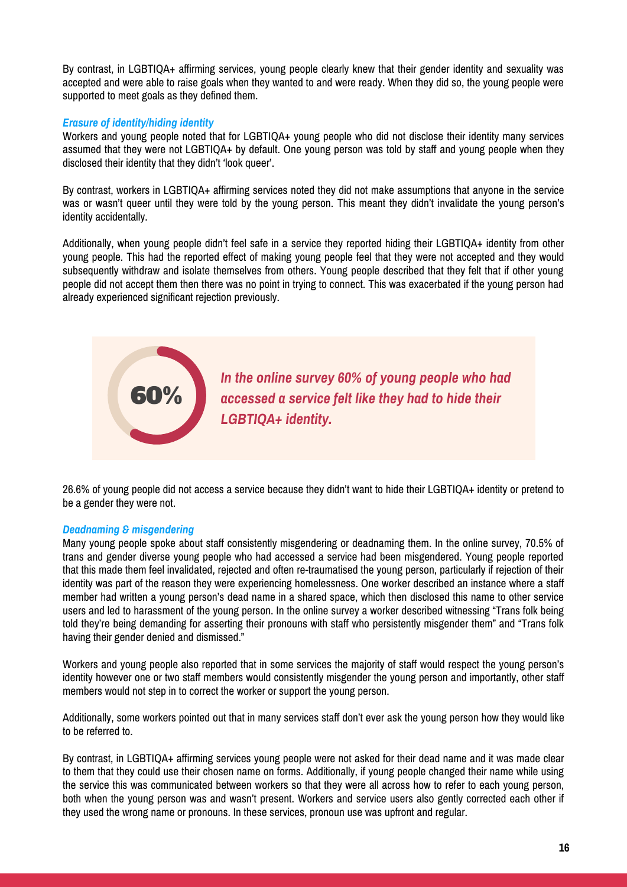By contrast, in LGBTIQA+ affirming services, young people clearly knew that their gender identity and sexuality was accepted and were able to raise goals when they wanted to and were ready. When they did so, the young people were supported to meet goals as they defined them.

### *Erasure of identity/hiding identity*

Workers and young people noted that for LGBTIQA+ young people who did not disclose their identity many services assumed that they were not LGBTIQA+ by default. One young person was told by staff and young people when they disclosed their identity that they didn't 'look queer'.

By contrast, workers in LGBTIQA+ affirming services noted they did not make assumptions that anyone in the service was or wasn't queer until they were told by the young person. This meant they didn't invalidate the young person's identity accidentally.

Additionally, when young people didn't feel safe in a service they reported hiding their LGBTIQA+ identity from other young people. This had the reported effect of making young people feel that they were not accepted and they would subsequently withdraw and isolate themselves from others. Young people described that they felt that if other young people did not accept them then there was no point in trying to connect. This was exacerbated if the young person had already experienced significant rejection previously.

**60%**

***In the online survey 60% of young people who had accessed a service felt like they had to hide their LGBTIQA+ identity.***

26.6% of young people did not access a service because they didn't want to hide their LGBTIQA+ identity or pretend to be a gender they were not.

### *Deadnaming & misgendering*

Many young people spoke about staff consistently misgendering or deadnaming them. In the online survey, 70.5% of trans and gender diverse young people who had accessed a service had been misgendered. Young people reported that this made them feel invalidated, rejected and often re-traumatised the young person, particularly if rejection of their identity was part of the reason they were experiencing homelessness. One worker described an instance where a staff member had written a young person's dead name in a shared space, which then disclosed this name to other service users and led to harassment of the young person. In the online survey a worker described witnessing "Trans folk being told they're being demanding for asserting their pronouns with staff who persistently misgender them" and "Trans folk having their gender denied and dismissed."

Workers and young people also reported that in some services the majority of staff would respect the young person's identity however one or two staff members would consistently misgender the young person and importantly, other staff members would not step in to correct the worker or support the young person.

Additionally, some workers pointed out that in many services staff don't ever ask the young person how they would like to be referred to.

By contrast, in LGBTIQA+ affirming services young people were not asked for their dead name and it was made clear to them that they could use their chosen name on forms. Additionally, if young people changed their name while using the service this was communicated between workers so that they were all across how to refer to each young person, both when the young person was and wasn't present. Workers and service users also gently corrected each other if they used the wrong name or pronouns. In these services, pronoun use was upfront and regular.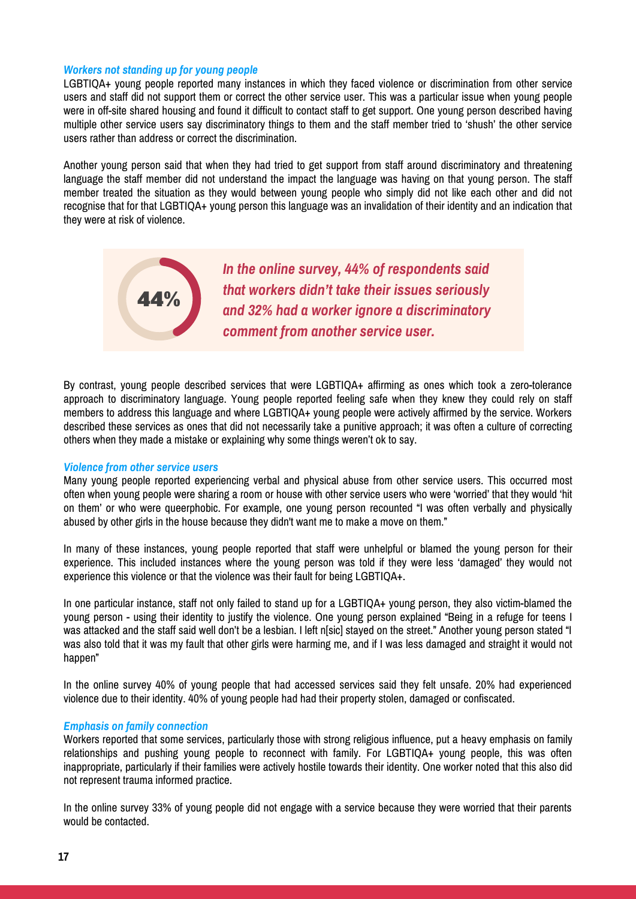### *Workers not standing up for young people*

LGBTIQA+ young people reported many instances in which they faced violence or discrimination from other service users and staff did not support them or correct the other service user. This was a particular issue when young people were in off-site shared housing and found it difficult to contact staff to get support. One young person described having multiple other service users say discriminatory things to them and the staff member tried to 'shush' the other service users rather than address or correct the discrimination.

Another young person said that when they had tried to get support from staff around discriminatory and threatening language the staff member did not understand the impact the language was having on that young person. The staff member treated the situation as they would between young people who simply did not like each other and did not recognise that for that LGBTIQA+ young person this language was an invalidation of their identity and an indication that they were at risk of violence.

**44%**

***In the online survey, 44% of respondents said that workers didn't take their issues seriously and 32% had a worker ignore a discriminatory comment from another service user.***

By contrast, young people described services that were LGBTIQA+ affirming as ones which took a zero-tolerance approach to discriminatory language. Young people reported feeling safe when they knew they could rely on staff members to address this language and where LGBTIQA+ young people were actively affirmed by the service. Workers described these services as ones that did not necessarily take a punitive approach; it was often a culture of correcting others when they made a mistake or explaining why some things weren't ok to say.

### *Violence from other service users*

Many young people reported experiencing verbal and physical abuse from other service users. This occurred most often when young people were sharing a room or house with other service users who were 'worried' that they would 'hit on them' or who were queerphobic. For example, one young person recounted "I was often verbally and physically abused by other girls in the house because they didn't want me to make a move on them."

In many of these instances, young people reported that staff were unhelpful or blamed the young person for their experience. This included instances where the young person was told if they were less 'damaged' they would not experience this violence or that the violence was their fault for being LGBTIQA+.

In one particular instance, staff not only failed to stand up for a LGBTIQA+ young person, they also victim-blamed the young person - using their identity to justify the violence. One young person explained "Being in a refuge for teens I was attacked and the staff said well don't be a lesbian. I left n[sic] stayed on the street." Another young person stated "I was also told that it was my fault that other girls were harming me, and if I was less damaged and straight it would not happen"

In the online survey 40% of young people that had accessed services said they felt unsafe. 20% had experienced violence due to their identity. 40% of young people had had their property stolen, damaged or confiscated.

### *Emphasis on family connection*

Workers reported that some services, particularly those with strong religious influence, put a heavy emphasis on family relationships and pushing young people to reconnect with family. For LGBTIQA+ young people, this was often inappropriate, particularly if their families were actively hostile towards their identity. One worker noted that this also did not represent trauma informed practice.

In the online survey 33% of young people did not engage with a service because they were worried that their parents would be contacted.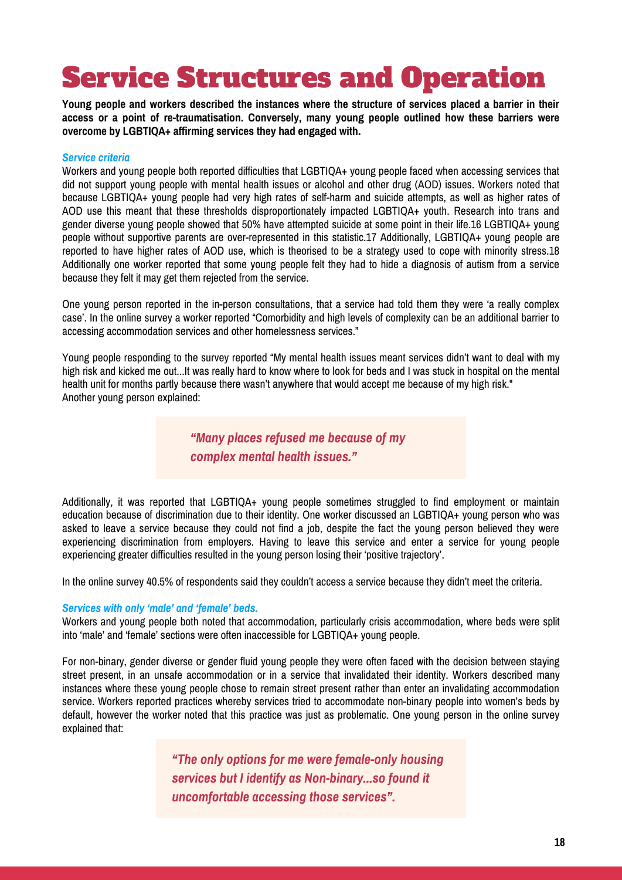# Service Structures and Operation

**Young people and workers described the instances where the structure of services placed a barrier in their access or a point of re-traumatisation. Conversely, many young people outlined how these barriers were overcome by LGBTIQA+ affirming services they had engaged with.**

### *Service criteria*

Workers and young people both reported difficulties that LGBTIQA+ young people faced when accessing services that did not support young people with mental health issues or alcohol and other drug (AOD) issues. Workers noted that because LGBTIQA+ young people had very high rates of self-harm and suicide attempts, as well as higher rates of AOD use this meant that these thresholds disproportionately impacted LGBTIQA+ youth. Research into trans and gender diverse young people showed that 50% have attempted suicide at some point in their life.[16] LGBTIQA+ young people without supportive parents are over-represented in this statistic.[17] Additionally, LGBTIQA+ young people are reported to have higher rates of AOD use, which is theorised to be a strategy used to cope with minority stress.[18] Additionally one worker reported that some young people felt they had to hide a diagnosis of autism from a service because they felt it may get them rejected from the service.

One young person reported in the in-person consultations, that a service had told them they were 'a really complex case'. In the online survey a worker reported "Comorbidity and high levels of complexity can be an additional barrier to accessing accommodation services and other homelessness services."

Young people responding to the survey reported "My mental health issues meant services didn't want to deal with my high risk and kicked me out...It was really hard to know where to look for beds and I was stuck in hospital on the mental health unit for months partly because there wasn't anywhere that would accept me because of my high risk."
Another young person explained:

> ***"Many places refused me because of my complex mental health issues."***

Additionally, it was reported that LGBTIQA+ young people sometimes struggled to find employment or maintain education because of discrimination due to their identity. One worker discussed an LGBTIQA+ young person who was asked to leave a service because they could not find a job, despite the fact the young person believed they were experiencing discrimination from employers. Having to leave this service and enter a service for young people experiencing greater difficulties resulted in the young person losing their 'positive trajectory'.

In the online survey 40.5% of respondents said they couldn't access a service because they didn't meet the criteria.

### *Services with only 'male' and 'female' beds.*

Workers and young people both noted that accommodation, particularly crisis accommodation, where beds were split into 'male' and 'female' sections were often inaccessible for LGBTIQA+ young people.

For non-binary, gender diverse or gender fluid young people they were often faced with the decision between staying street present, in an unsafe accommodation or in a service that invalidated their identity. Workers described many instances where these young people chose to remain street present rather than enter an invalidating accommodation service. Workers reported practices whereby services tried to accommodate non-binary people into women's beds by default, however the worker noted that this practice was just as problematic. One young person in the online survey explained that:

> ***"The only options for me were female-only housing services but I identify as Non-binary...so found it uncomfortable accessing those services".***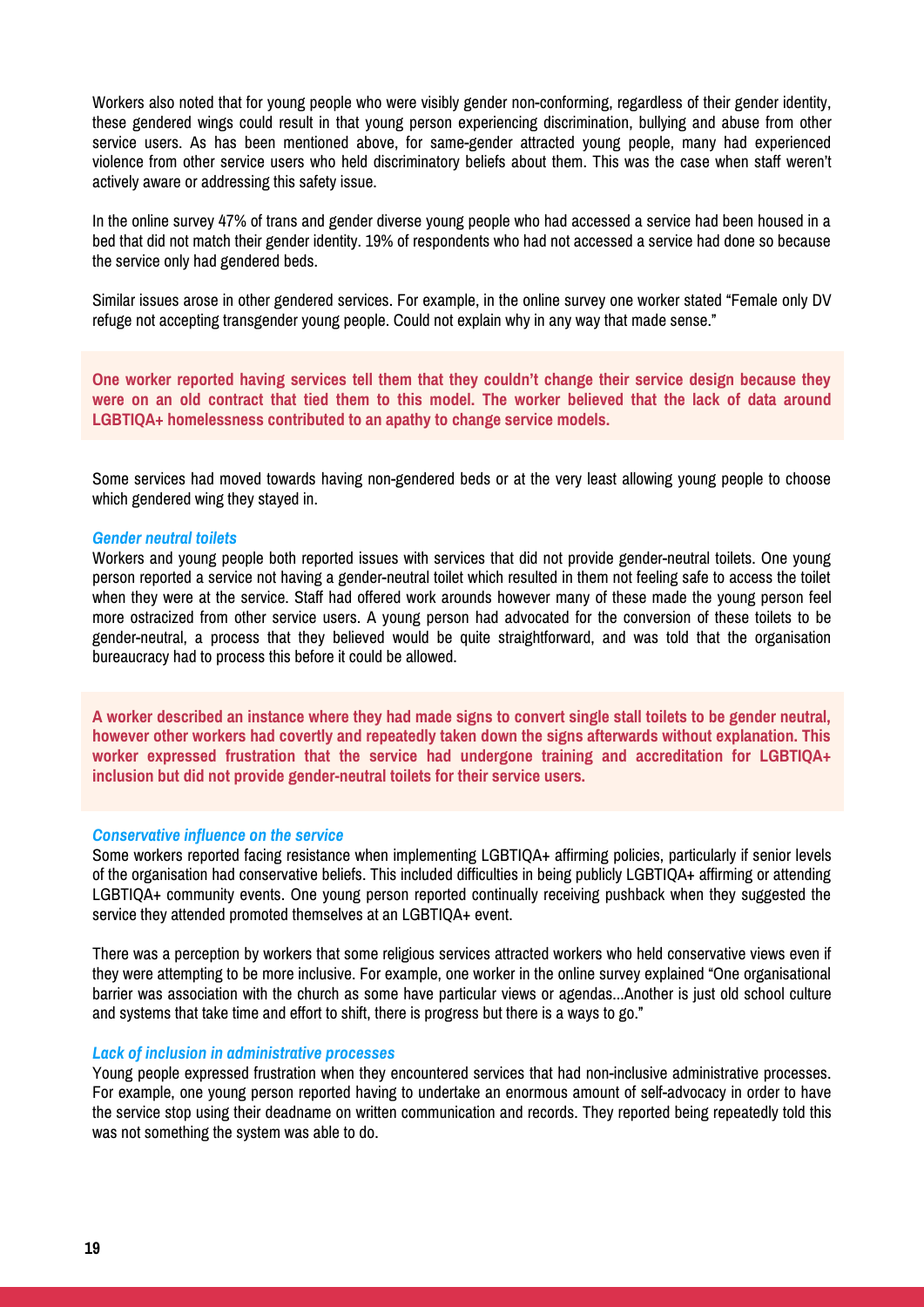Workers also noted that for young people who were visibly gender non-conforming, regardless of their gender identity, these gendered wings could result in that young person experiencing discrimination, bullying and abuse from other service users. As has been mentioned above, for same-gender attracted young people, many had experienced violence from other service users who held discriminatory beliefs about them. This was the case when staff weren't actively aware or addressing this safety issue.

In the online survey 47% of trans and gender diverse young people who had accessed a service had been housed in a bed that did not match their gender identity. 19% of respondents who had not accessed a service had done so because the service only had gendered beds.

Similar issues arose in other gendered services. For example, in the online survey one worker stated "Female only DV refuge not accepting transgender young people. Could not explain why in any way that made sense."

**One worker reported having services tell them that they couldn't change their service design because they were on an old contract that tied them to this model. The worker believed that the lack of data around LGBTIQA+ homelessness contributed to an apathy to change service models.**

Some services had moved towards having non-gendered beds or at the very least allowing young people to choose which gendered wing they stayed in.

### *Gender neutral toilets*

Workers and young people both reported issues with services that did not provide gender-neutral toilets. One young person reported a service not having a gender-neutral toilet which resulted in them not feeling safe to access the toilet when they were at the service. Staff had offered work arounds however many of these made the young person feel more ostracized from other service users. A young person had advocated for the conversion of these toilets to be gender-neutral, a process that they believed would be quite straightforward, and was told that the organisation bureaucracy had to process this before it could be allowed.

**A worker described an instance where they had made signs to convert single stall toilets to be gender neutral, however other workers had covertly and repeatedly taken down the signs afterwards without explanation. This worker expressed frustration that the service had undergone training and accreditation for LGBTIQA+ inclusion but did not provide gender-neutral toilets for their service users.**

### *Conservative influence on the service*

Some workers reported facing resistance when implementing LGBTIQA+ affirming policies, particularly if senior levels of the organisation had conservative beliefs. This included difficulties in being publicly LGBTIQA+ affirming or attending LGBTIQA+ community events. One young person reported continually receiving pushback when they suggested the service they attended promoted themselves at an LGBTIQA+ event.

There was a perception by workers that some religious services attracted workers who held conservative views even if they were attempting to be more inclusive. For example, one worker in the online survey explained "One organisational barrier was association with the church as some have particular views or agendas...Another is just old school culture and systems that take time and effort to shift, there is progress but there is a ways to go."

### *Lack of inclusion in administrative processes*

Young people expressed frustration when they encountered services that had non-inclusive administrative processes. For example, one young person reported having to undertake an enormous amount of self-advocacy in order to have the service stop using their deadname on written communication and records. They reported being repeatedly told this was not something the system was able to do.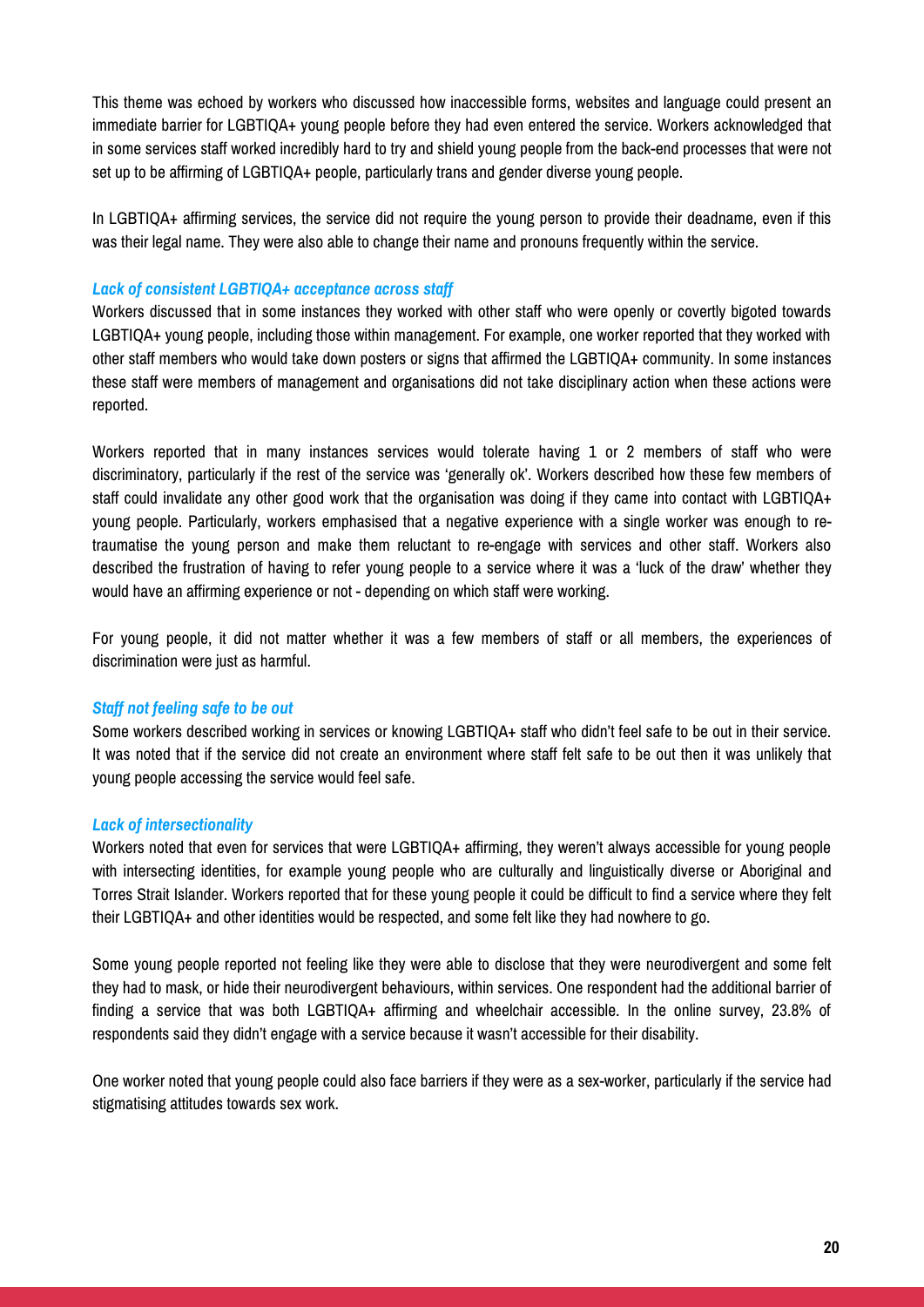This theme was echoed by workers who discussed how inaccessible forms, websites and language could present an immediate barrier for LGBTIQA+ young people before they had even entered the service. Workers acknowledged that in some services staff worked incredibly hard to try and shield young people from the back-end processes that were not set up to be affirming of LGBTIQA+ people, particularly trans and gender diverse young people.

In LGBTIQA+ affirming services, the service did not require the young person to provide their deadname, even if this was their legal name. They were also able to change their name and pronouns frequently within the service.

### *Lack of consistent LGBTIQA+ acceptance across staff*

Workers discussed that in some instances they worked with other staff who were openly or covertly bigoted towards LGBTIQA+ young people, including those within management. For example, one worker reported that they worked with other staff members who would take down posters or signs that affirmed the LGBTIQA+ community. In some instances these staff were members of management and organisations did not take disciplinary action when these actions were reported.

Workers reported that in many instances services would tolerate having 1 or 2 members of staff who were discriminatory, particularly if the rest of the service was 'generally ok'. Workers described how these few members of staff could invalidate any other good work that the organisation was doing if they came into contact with LGBTIQA+ young people. Particularly, workers emphasised that a negative experience with a single worker was enough to re-traumatise the young person and make them reluctant to re-engage with services and other staff. Workers also described the frustration of having to refer young people to a service where it was a 'luck of the draw' whether they would have an affirming experience or not - depending on which staff were working.

For young people, it did not matter whether it was a few members of staff or all members, the experiences of discrimination were just as harmful.

### *Staff not feeling safe to be out*

Some workers described working in services or knowing LGBTIQA+ staff who didn't feel safe to be out in their service. It was noted that if the service did not create an environment where staff felt safe to be out then it was unlikely that young people accessing the service would feel safe.

### *Lack of intersectionality*

Workers noted that even for services that were LGBTIQA+ affirming, they weren't always accessible for young people with intersecting identities, for example young people who are culturally and linguistically diverse or Aboriginal and Torres Strait Islander. Workers reported that for these young people it could be difficult to find a service where they felt their LGBTIQA+ and other identities would be respected, and some felt like they had nowhere to go.

Some young people reported not feeling like they were able to disclose that they were neurodivergent and some felt they had to mask, or hide their neurodivergent behaviours, within services. One respondent had the additional barrier of finding a service that was both LGBTIQA+ affirming and wheelchair accessible. In the online survey, 23.8% of respondents said they didn't engage with a service because it wasn't accessible for their disability.

One worker noted that young people could also face barriers if they were as a sex-worker, particularly if the service had stigmatising attitudes towards sex work.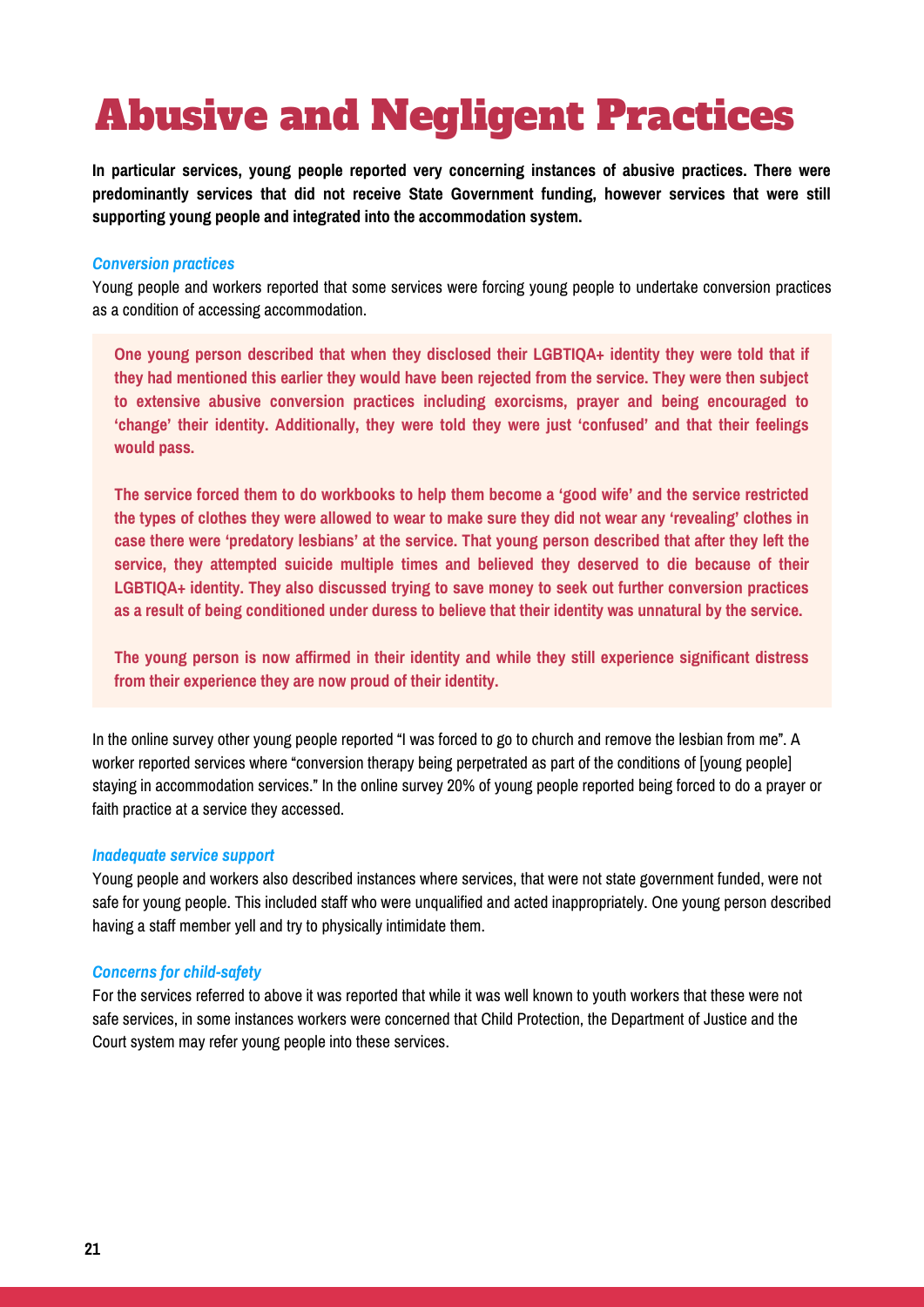# Abusive and Negligent Practices

**In particular services, young people reported very concerning instances of abusive practices. There were predominantly services that did not receive State Government funding, however services that were still supporting young people and integrated into the accommodation system.**

### *Conversion practices*

Young people and workers reported that some services were forcing young people to undertake conversion practices as a condition of accessing accommodation.

> **One young person described that when they disclosed their LGBTIQA+ identity they were told that if they had mentioned this earlier they would have been rejected from the service. They were then subject to extensive abusive conversion practices including exorcisms, prayer and being encouraged to 'change' their identity. Additionally, they were told they were just 'confused' and that their feelings would pass.**
>
> **The service forced them to do workbooks to help them become a 'good wife' and the service restricted the types of clothes they were allowed to wear to make sure they did not wear any 'revealing' clothes in case there were 'predatory lesbians' at the service. That young person described that after they left the service, they attempted suicide multiple times and believed they deserved to die because of their LGBTIQA+ identity. They also discussed trying to save money to seek out further conversion practices as a result of being conditioned under duress to believe that their identity was unnatural by the service.**
>
> **The young person is now affirmed in their identity and while they still experience significant distress from their experience they are now proud of their identity.**

In the online survey other young people reported "I was forced to go to church and remove the lesbian from me". A worker reported services where "conversion therapy being perpetrated as part of the conditions of [young people] staying in accommodation services." In the online survey 20% of young people reported being forced to do a prayer or faith practice at a service they accessed.

### *Inadequate service support*

Young people and workers also described instances where services, that were not state government funded, were not safe for young people. This included staff who were unqualified and acted inappropriately. One young person described having a staff member yell and try to physically intimidate them.

### *Concerns for child-safety*

For the services referred to above it was reported that while it was well known to youth workers that these were not safe services, in some instances workers were concerned that Child Protection, the Department of Justice and the Court system may refer young people into these services.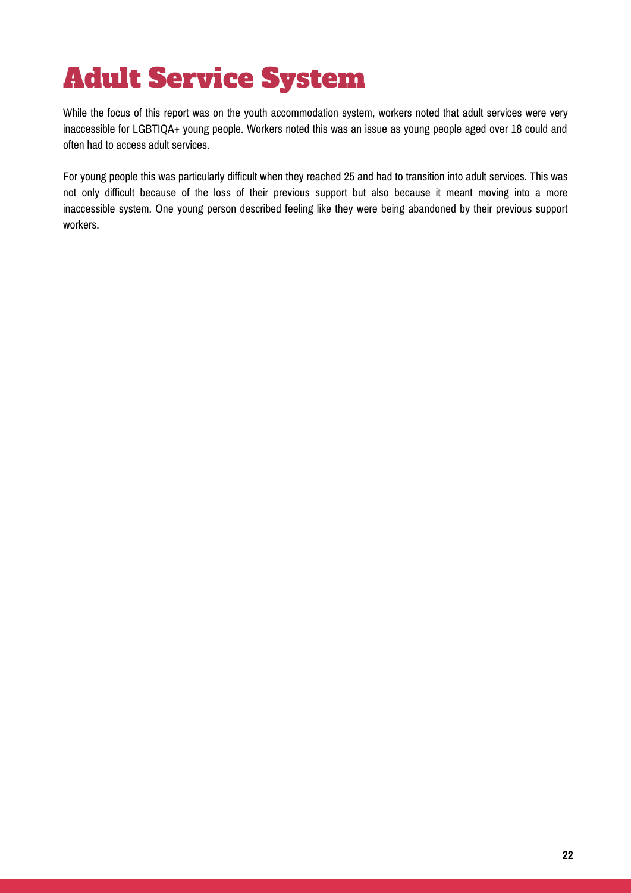# Adult Service System

While the focus of this report was on the youth accommodation system, workers noted that adult services were very inaccessible for LGBTIQA+ young people. Workers noted this was an issue as young people aged over 18 could and often had to access adult services.

For young people this was particularly difficult when they reached 25 and had to transition into adult services. This was not only difficult because of the loss of their previous support but also because it meant moving into a more inaccessible system. One young person described feeling like they were being abandoned by their previous support workers.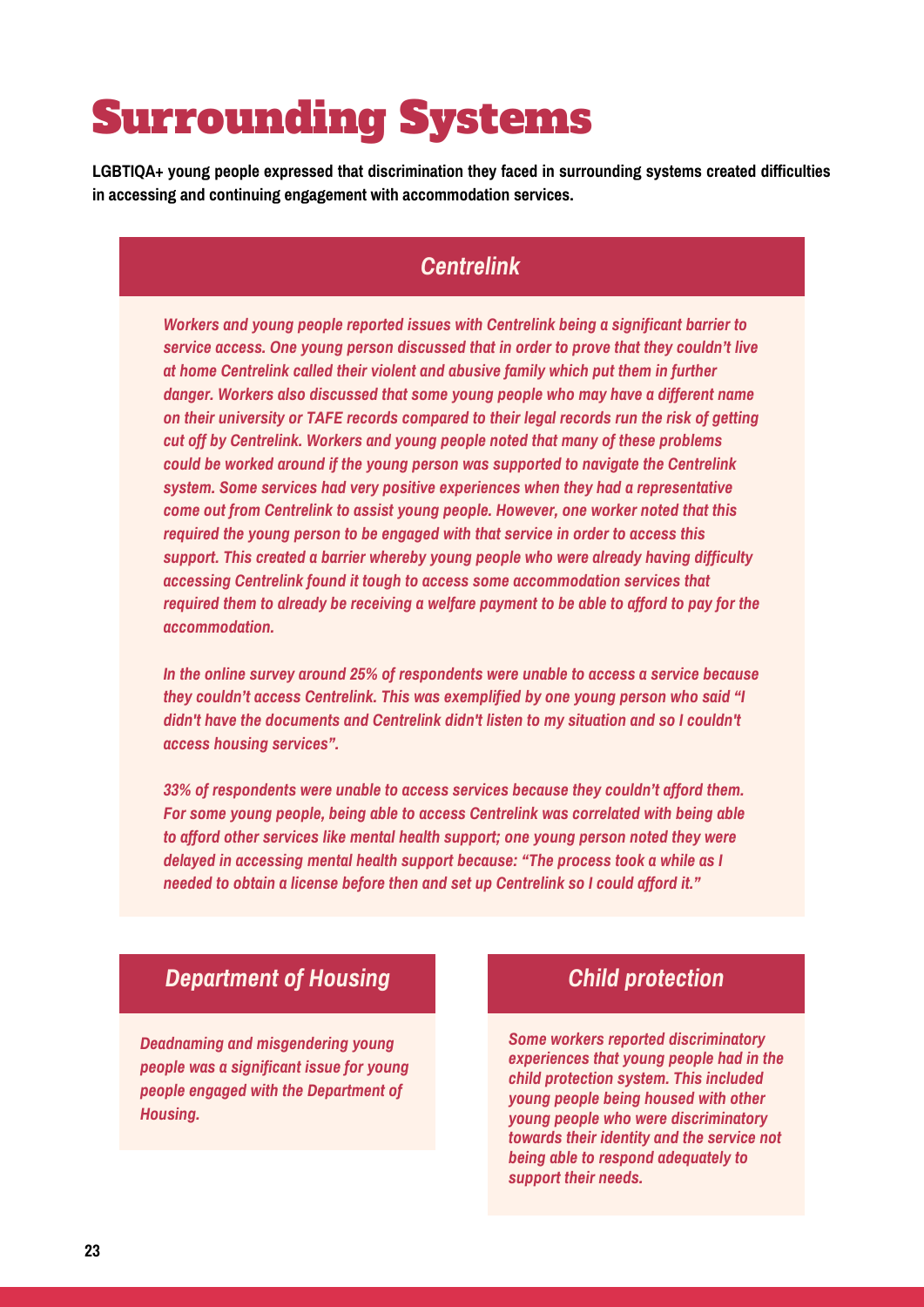# Surrounding Systems

**LGBTIQA+ young people expressed that discrimination they faced in surrounding systems created difficulties in accessing and continuing engagement with accommodation services.**

## *Centrelink*

***Workers and young people reported issues with Centrelink being a significant barrier to service access. One young person discussed that in order to prove that they couldn't live at home Centrelink called their violent and abusive family which put them in further danger. Workers also discussed that some young people who may have a different name on their university or TAFE records compared to their legal records run the risk of getting cut off by Centrelink. Workers and young people noted that many of these problems could be worked around if the young person was supported to navigate the Centrelink system. Some services had very positive experiences when they had a representative come out from Centrelink to assist young people. However, one worker noted that this required the young person to be engaged with that service in order to access this support. This created a barrier whereby young people who were already having difficulty accessing Centrelink found it tough to access some accommodation services that required them to already be receiving a welfare payment to be able to afford to pay for the accommodation.***

***In the online survey around 25% of respondents were unable to access a service because they couldn't access Centrelink. This was exemplified by one young person who said "I didn't have the documents and Centrelink didn't listen to my situation and so I couldn't access housing services".***

***33% of respondents were unable to access services because they couldn't afford them. For some young people, being able to access Centrelink was correlated with being able to afford other services like mental health support; one young person noted they were delayed in accessing mental health support because: "The process took a while as I needed to obtain a license before then and set up Centrelink so I could afford it."***

## *Department of Housing*

***Deadnaming and misgendering young people was a significant issue for young people engaged with the Department of Housing.***

## *Child protection*

***Some workers reported discriminatory experiences that young people had in the child protection system. This included young people being housed with other young people who were discriminatory towards their identity and the service not being able to respond adequately to support their needs.***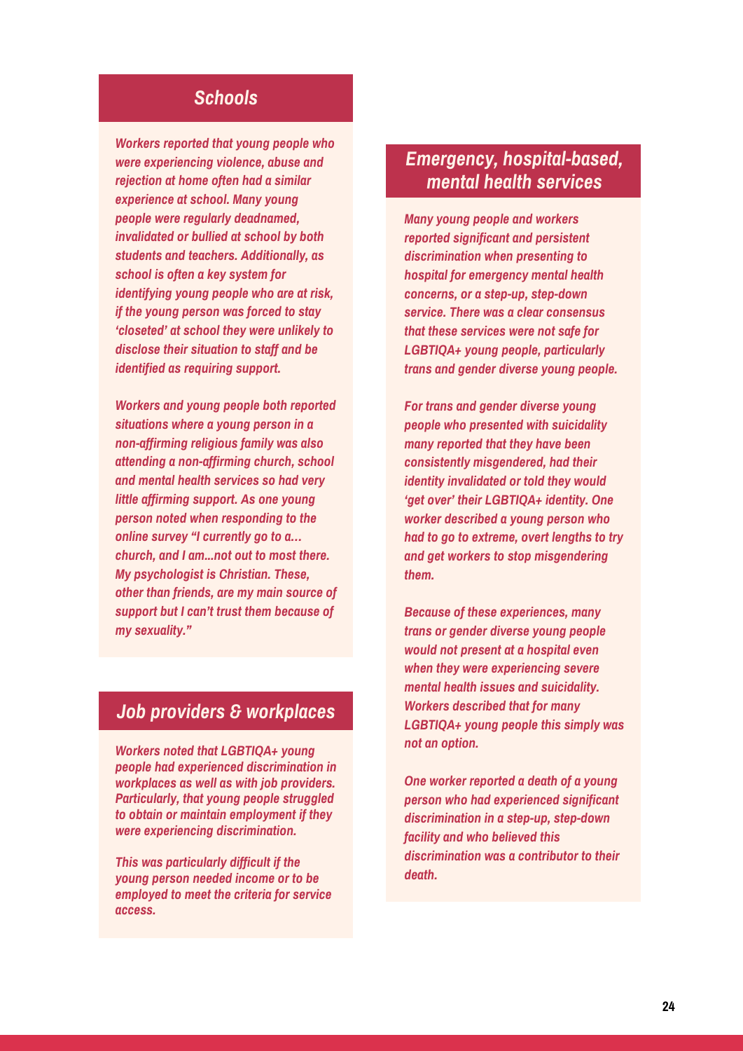## Schools

*Workers reported that young people who were experiencing violence, abuse and rejection at home often had a similar experience at school. Many young people were regularly deadnamed, invalidated or bullied at school by both students and teachers. Additionally, as school is often a key system for identifying young people who are at risk, if the young person was forced to stay 'closeted' at school they were unlikely to disclose their situation to staff and be identified as requiring support.*

*Workers and young people both reported situations where a young person in a non-affirming religious family was also attending a non-affirming church, school and mental health services so had very little affirming support. As one young person noted when responding to the online survey "I currently go to a… church, and I am…not out to most there. My psychologist is Christian. These, other than friends, are my main source of support but I can't trust them because of my sexuality."*

## Job providers & workplaces

*Workers noted that LGBTIQA+ young people had experienced discrimination in workplaces as well as with job providers. Particularly, that young people struggled to obtain or maintain employment if they were experiencing discrimination.*

*This was particularly difficult if the young person needed income or to be employed to meet the criteria for service access.*

## Emergency, hospital-based, mental health services

*Many young people and workers reported significant and persistent discrimination when presenting to hospital for emergency mental health concerns, or a step-up, step-down service. There was a clear consensus that these services were not safe for LGBTIQA+ young people, particularly trans and gender diverse young people.*

*For trans and gender diverse young people who presented with suicidality many reported that they have been consistently misgendered, had their identity invalidated or told they would 'get over' their LGBTIQA+ identity. One worker described a young person who had to go to extreme, overt lengths to try and get workers to stop misgendering them.*

*Because of these experiences, many trans or gender diverse young people would not present at a hospital even when they were experiencing severe mental health issues and suicidality. Workers described that for many LGBTIQA+ young people this simply was not an option.*

*One worker reported a death of a young person who had experienced significant discrimination in a step-up, step-down facility and who believed this discrimination was a contributor to their death.*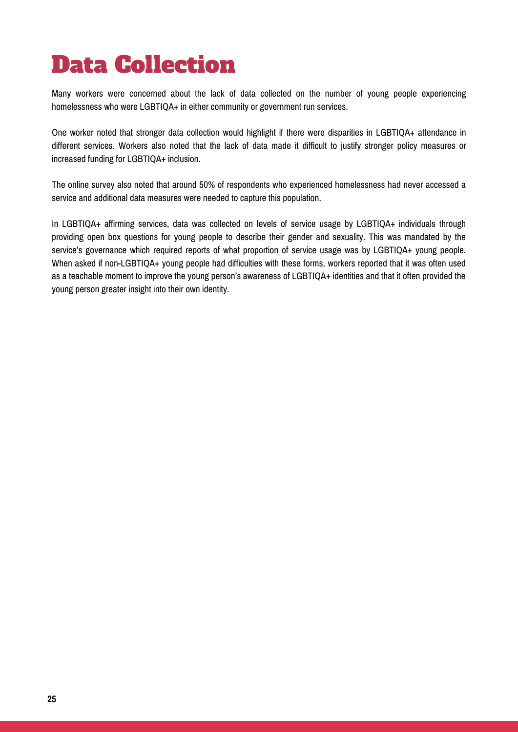# Data Collection

Many workers were concerned about the lack of data collected on the number of young people experiencing homelessness who were LGBTIQA+ in either community or government run services.

One worker noted that stronger data collection would highlight if there were disparities in LGBTIQA+ attendance in different services. Workers also noted that the lack of data made it difficult to justify stronger policy measures or increased funding for LGBTIQA+ inclusion.

The online survey also noted that around 50% of respondents who experienced homelessness had never accessed a service and additional data measures were needed to capture this population.

In LGBTIQA+ affirming services, data was collected on levels of service usage by LGBTIQA+ individuals through providing open box questions for young people to describe their gender and sexuality. This was mandated by the service's governance which required reports of what proportion of service usage was by LGBTIQA+ young people. When asked if non-LGBTIQA+ young people had difficulties with these forms, workers reported that it was often used as a teachable moment to improve the young person's awareness of LGBTIQA+ identities and that it often provided the young person greater insight into their own identity.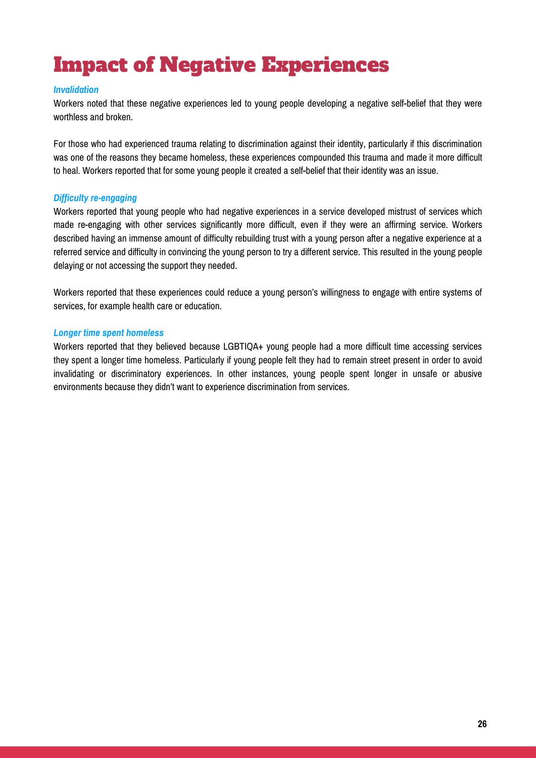# Impact of Negative Experiences

***Invalidation***

Workers noted that these negative experiences led to young people developing a negative self-belief that they were worthless and broken.

For those who had experienced trauma relating to discrimination against their identity, particularly if this discrimination was one of the reasons they became homeless, these experiences compounded this trauma and made it more difficult to heal. Workers reported that for some young people it created a self-belief that their identity was an issue.

***Difficulty re-engaging***

Workers reported that young people who had negative experiences in a service developed mistrust of services which made re-engaging with other services significantly more difficult, even if they were an affirming service. Workers described having an immense amount of difficulty rebuilding trust with a young person after a negative experience at a referred service and difficulty in convincing the young person to try a different service. This resulted in the young people delaying or not accessing the support they needed.

Workers reported that these experiences could reduce a young person's willingness to engage with entire systems of services, for example health care or education.

***Longer time spent homeless***

Workers reported that they believed because LGBTIQA+ young people had a more difficult time accessing services they spent a longer time homeless. Particularly if young people felt they had to remain street present in order to avoid invalidating or discriminatory experiences. In other instances, young people spent longer in unsafe or abusive environments because they didn't want to experience discrimination from services.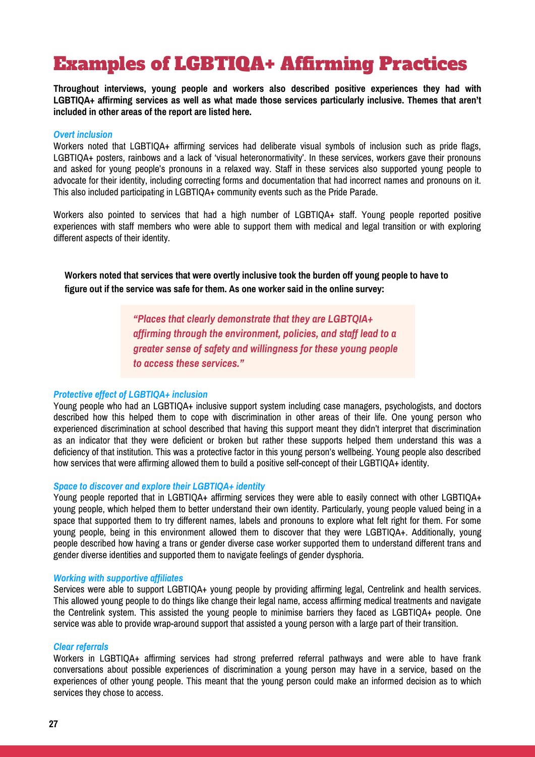# Examples of LGBTIQA+ Affirming Practices

**Throughout interviews, young people and workers also described positive experiences they had with LGBTIQA+ affirming services as well as what made those services particularly inclusive. Themes that aren't included in other areas of the report are listed here.**

### *Overt inclusion*

Workers noted that LGBTIQA+ affirming services had deliberate visual symbols of inclusion such as pride flags, LGBTIQA+ posters, rainbows and a lack of 'visual heteronormativity'. In these services, workers gave their pronouns and asked for young people's pronouns in a relaxed way. Staff in these services also supported young people to advocate for their identity, including correcting forms and documentation that had incorrect names and pronouns on it. This also included participating in LGBTIQA+ community events such as the Pride Parade.

Workers also pointed to services that had a high number of LGBTIQA+ staff. Young people reported positive experiences with staff members who were able to support them with medical and legal transition or with exploring different aspects of their identity.

**Workers noted that services that were overtly inclusive took the burden off young people to have to figure out if the service was safe for them. As one worker said in the online survey:**

> ***"Places that clearly demonstrate that they are LGBTQIA+ affirming through the environment, policies, and staff lead to a greater sense of safety and willingness for these young people to access these services."***

### *Protective effect of LGBTIQA+ inclusion*

Young people who had an LGBTIQA+ inclusive support system including case managers, psychologists, and doctors described how this helped them to cope with discrimination in other areas of their life. One young person who experienced discrimination at school described that having this support meant they didn't interpret that discrimination as an indicator that they were deficient or broken but rather these supports helped them understand this was a deficiency of that institution. This was a protective factor in this young person's wellbeing. Young people also described how services that were affirming allowed them to build a positive self-concept of their LGBTIQA+ identity.

### *Space to discover and explore their LGBTIQA+ identity*

Young people reported that in LGBTIQA+ affirming services they were able to easily connect with other LGBTIQA+ young people, which helped them to better understand their own identity. Particularly, young people valued being in a space that supported them to try different names, labels and pronouns to explore what felt right for them. For some young people, being in this environment allowed them to discover that they were LGBTIQA+. Additionally, young people described how having a trans or gender diverse case worker supported them to understand different trans and gender diverse identities and supported them to navigate feelings of gender dysphoria.

### *Working with supportive affiliates*

Services were able to support LGBTIQA+ young people by providing affirming legal, Centrelink and health services. This allowed young people to do things like change their legal name, access affirming medical treatments and navigate the Centrelink system. This assisted the young people to minimise barriers they faced as LGBTIQA+ people. One service was able to provide wrap-around support that assisted a young person with a large part of their transition.

### *Clear referrals*

Workers in LGBTIQA+ affirming services had strong preferred referral pathways and were able to have frank conversations about possible experiences of discrimination a young person may have in a service, based on the experiences of other young people. This meant that the young person could make an informed decision as to which services they chose to access.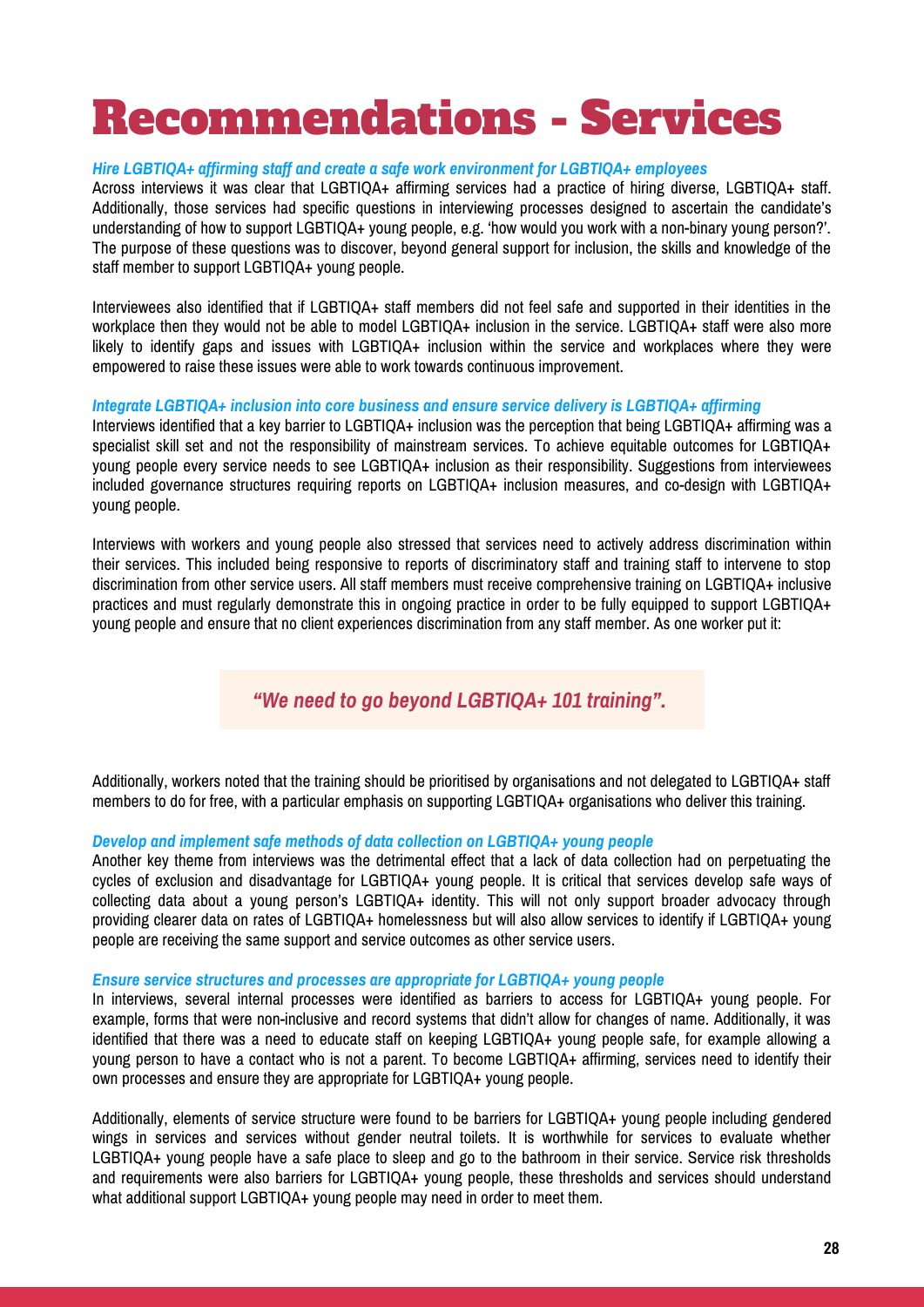# Recommendations - Services

***Hire LGBTIQA+ affirming staff and create a safe work environment for LGBTIQA+ employees***

Across interviews it was clear that LGBTIQA+ affirming services had a practice of hiring diverse, LGBTIQA+ staff. Additionally, those services had specific questions in interviewing processes designed to ascertain the candidate's understanding of how to support LGBTIQA+ young people, e.g. 'how would you work with a non-binary young person?'. The purpose of these questions was to discover, beyond general support for inclusion, the skills and knowledge of the staff member to support LGBTIQA+ young people.

Interviewees also identified that if LGBTIQA+ staff members did not feel safe and supported in their identities in the workplace then they would not be able to model LGBTIQA+ inclusion in the service. LGBTIQA+ staff were also more likely to identify gaps and issues with LGBTIQA+ inclusion within the service and workplaces where they were empowered to raise these issues were able to work towards continuous improvement.

***Integrate LGBTIQA+ inclusion into core business and ensure service delivery is LGBTIQA+ affirming***

Interviews identified that a key barrier to LGBTIQA+ inclusion was the perception that being LGBTIQA+ affirming was a specialist skill set and not the responsibility of mainstream services. To achieve equitable outcomes for LGBTIQA+ young people every service needs to see LGBTIQA+ inclusion as their responsibility. Suggestions from interviewees included governance structures requiring reports on LGBTIQA+ inclusion measures, and co-design with LGBTIQA+ young people.

Interviews with workers and young people also stressed that services need to actively address discrimination within their services. This included being responsive to reports of discriminatory staff and training staff to intervene to stop discrimination from other service users. All staff members must receive comprehensive training on LGBTIQA+ inclusive practices and must regularly demonstrate this in ongoing practice in order to be fully equipped to support LGBTIQA+ young people and ensure that no client experiences discrimination from any staff member. As one worker put it:

> ***"We need to go beyond LGBTIQA+ 101 training".***

Additionally, workers noted that the training should be prioritised by organisations and not delegated to LGBTIQA+ staff members to do for free, with a particular emphasis on supporting LGBTIQA+ organisations who deliver this training.

***Develop and implement safe methods of data collection on LGBTIQA+ young people***

Another key theme from interviews was the detrimental effect that a lack of data collection had on perpetuating the cycles of exclusion and disadvantage for LGBTIQA+ young people. It is critical that services develop safe ways of collecting data about a young person's LGBTIQA+ identity. This will not only support broader advocacy through providing clearer data on rates of LGBTIQA+ homelessness but will also allow services to identify if LGBTIQA+ young people are receiving the same support and service outcomes as other service users.

***Ensure service structures and processes are appropriate for LGBTIQA+ young people***

In interviews, several internal processes were identified as barriers to access for LGBTIQA+ young people. For example, forms that were non-inclusive and record systems that didn't allow for changes of name. Additionally, it was identified that there was a need to educate staff on keeping LGBTIQA+ young people safe, for example allowing a young person to have a contact who is not a parent. To become LGBTIQA+ affirming, services need to identify their own processes and ensure they are appropriate for LGBTIQA+ young people.

Additionally, elements of service structure were found to be barriers for LGBTIQA+ young people including gendered wings in services and services without gender neutral toilets. It is worthwhile for services to evaluate whether LGBTIQA+ young people have a safe place to sleep and go to the bathroom in their service. Service risk thresholds and requirements were also barriers for LGBTIQA+ young people, these thresholds and services should understand what additional support LGBTIQA+ young people may need in order to meet them.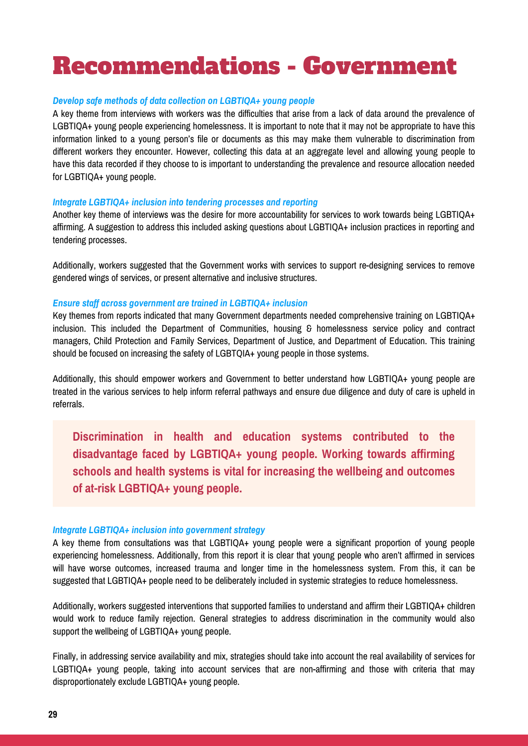# Recommendations - Government

***Develop safe methods of data collection on LGBTIQA+ young people***

A key theme from interviews with workers was the difficulties that arise from a lack of data around the prevalence of LGBTIQA+ young people experiencing homelessness. It is important to note that it may not be appropriate to have this information linked to a young person's file or documents as this may make them vulnerable to discrimination from different workers they encounter. However, collecting this data at an aggregate level and allowing young people to have this data recorded if they choose to is important to understanding the prevalence and resource allocation needed for LGBTIQA+ young people.

***Integrate LGBTIQA+ inclusion into tendering processes and reporting***

Another key theme of interviews was the desire for more accountability for services to work towards being LGBTIQA+ affirming. A suggestion to address this included asking questions about LGBTIQA+ inclusion practices in reporting and tendering processes.

Additionally, workers suggested that the Government works with services to support re-designing services to remove gendered wings of services, or present alternative and inclusive structures.

***Ensure staff across government are trained in LGBTIQA+ inclusion***

Key themes from reports indicated that many Government departments needed comprehensive training on LGBTIQA+ inclusion. This included the Department of Communities, housing & homelessness service policy and contract managers, Child Protection and Family Services, Department of Justice, and Department of Education. This training should be focused on increasing the safety of LGBTQIA+ young people in those systems.

Additionally, this should empower workers and Government to better understand how LGBTIQA+ young people are treated in the various services to help inform referral pathways and ensure due diligence and duty of care is upheld in referrals.

**Discrimination in health and education systems contributed to the disadvantage faced by LGBTIQA+ young people. Working towards affirming schools and health systems is vital for increasing the wellbeing and outcomes of at-risk LGBTIQA+ young people.**

***Integrate LGBTIQA+ inclusion into government strategy***

A key theme from consultations was that LGBTIQA+ young people were a significant proportion of young people experiencing homelessness. Additionally, from this report it is clear that young people who aren't affirmed in services will have worse outcomes, increased trauma and longer time in the homelessness system. From this, it can be suggested that LGBTIQA+ people need to be deliberately included in systemic strategies to reduce homelessness.

Additionally, workers suggested interventions that supported families to understand and affirm their LGBTIQA+ children would work to reduce family rejection. General strategies to address discrimination in the community would also support the wellbeing of LGBTIQA+ young people.

Finally, in addressing service availability and mix, strategies should take into account the real availability of services for LGBTIQA+ young people, taking into account services that are non-affirming and those with criteria that may disproportionately exclude LGBTIQA+ young people.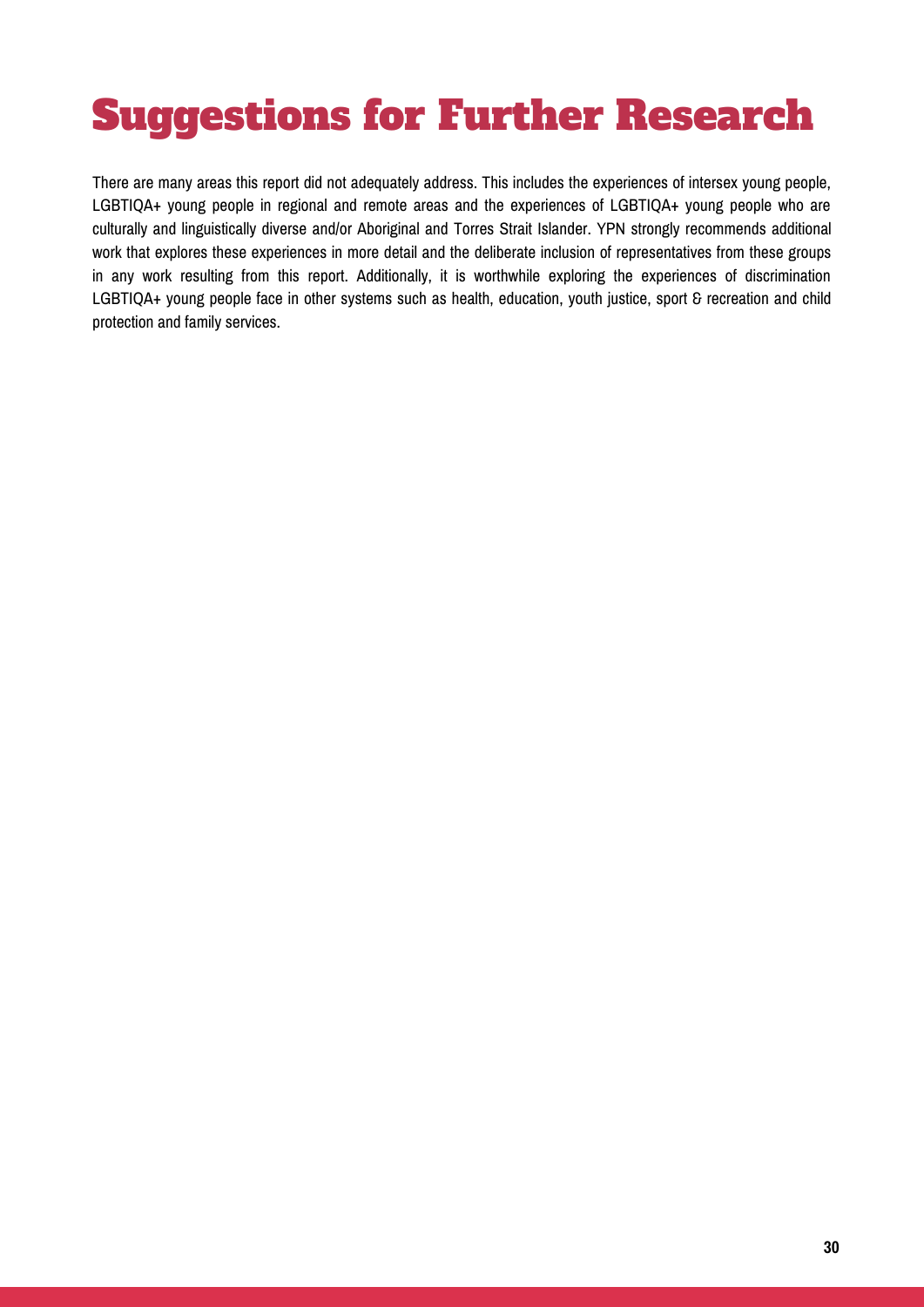# Suggestions for Further Research

There are many areas this report did not adequately address. This includes the experiences of intersex young people, LGBTIQA+ young people in regional and remote areas and the experiences of LGBTIQA+ young people who are culturally and linguistically diverse and/or Aboriginal and Torres Strait Islander. YPN strongly recommends additional work that explores these experiences in more detail and the deliberate inclusion of representatives from these groups in any work resulting from this report. Additionally, it is worthwhile exploring the experiences of discrimination LGBTIQA+ young people face in other systems such as health, education, youth justice, sport & recreation and child protection and family services.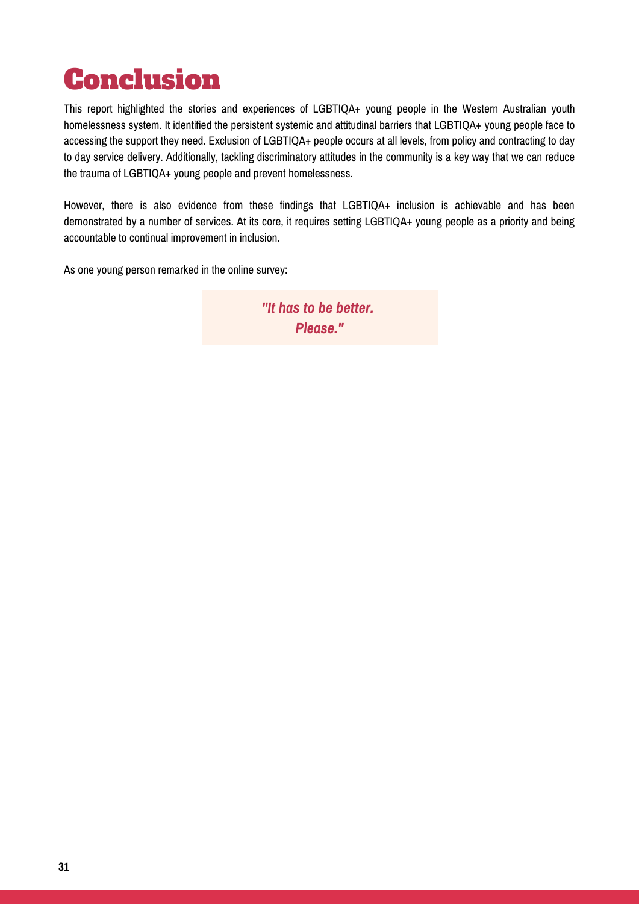# Conclusion

This report highlighted the stories and experiences of LGBTIQA+ young people in the Western Australian youth homelessness system. It identified the persistent systemic and attitudinal barriers that LGBTIQA+ young people face to accessing the support they need. Exclusion of LGBTIQA+ people occurs at all levels, from policy and contracting to day to day service delivery. Additionally, tackling discriminatory attitudes in the community is a key way that we can reduce the trauma of LGBTIQA+ young people and prevent homelessness.

However, there is also evidence from these findings that LGBTIQA+ inclusion is achievable and has been demonstrated by a number of services. At its core, it requires setting LGBTIQA+ young people as a priority and being accountable to continual improvement in inclusion.

As one young person remarked in the online survey:

> ***"It has to be better. Please."***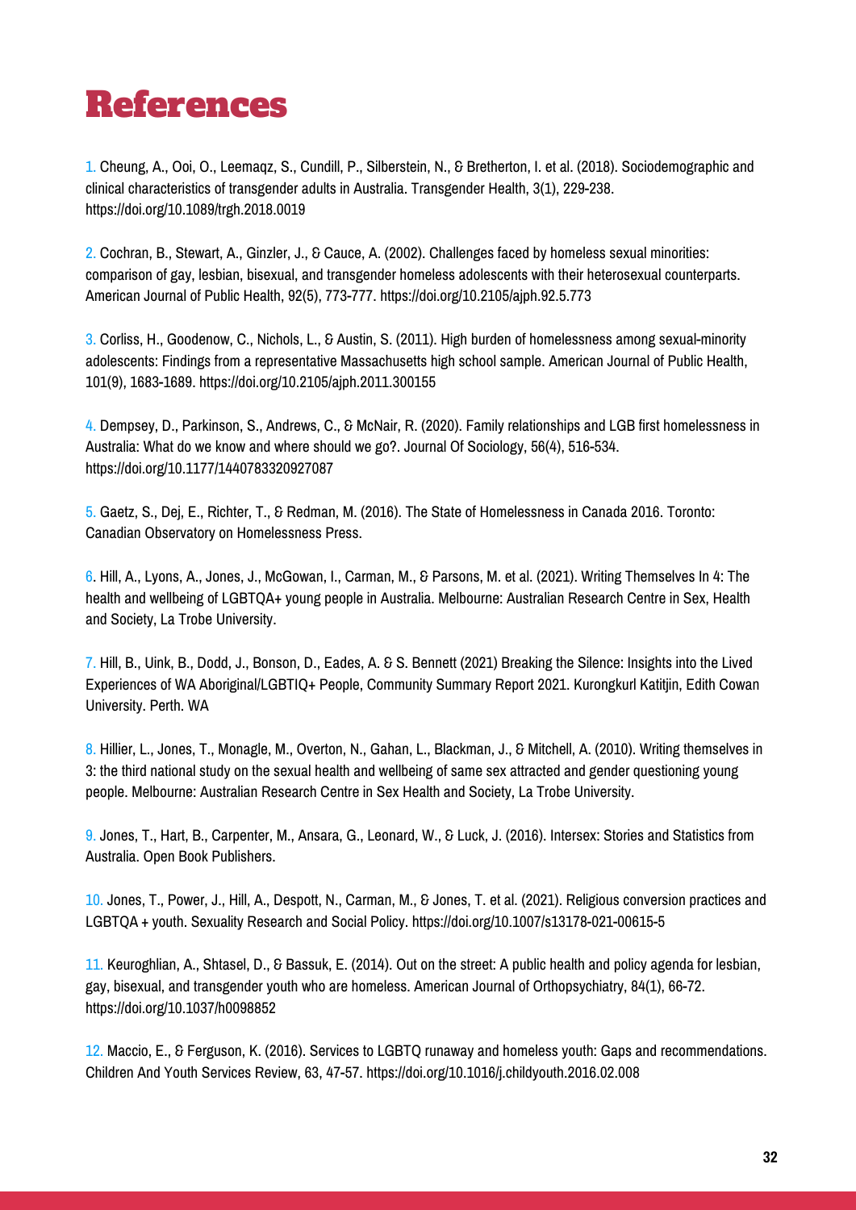# References

1. Cheung, A., Ooi, O., Leemaqz, S., Cundill, P., Silberstein, N., & Bretherton, I. et al. (2018). Sociodemographic and clinical characteristics of transgender adults in Australia. Transgender Health, 3(1), 229-238. https://doi.org/10.1089/trgh.2018.0019

2. Cochran, B., Stewart, A., Ginzler, J., & Cauce, A. (2002). Challenges faced by homeless sexual minorities: comparison of gay, lesbian, bisexual, and transgender homeless adolescents with their heterosexual counterparts. American Journal of Public Health, 92(5), 773-777. https://doi.org/10.2105/ajph.92.5.773

3. Corliss, H., Goodenow, C., Nichols, L., & Austin, S. (2011). High burden of homelessness among sexual-minority adolescents: Findings from a representative Massachusetts high school sample. American Journal of Public Health, 101(9), 1683-1689. https://doi.org/10.2105/ajph.2011.300155

4. Dempsey, D., Parkinson, S., Andrews, C., & McNair, R. (2020). Family relationships and LGB first homelessness in Australia: What do we know and where should we go?. Journal Of Sociology, 56(4), 516-534. https://doi.org/10.1177/1440783320927087

5. Gaetz, S., Dej, E., Richter, T., & Redman, M. (2016). The State of Homelessness in Canada 2016. Toronto: Canadian Observatory on Homelessness Press.

6. Hill, A., Lyons, A., Jones, J., McGowan, I., Carman, M., & Parsons, M. et al. (2021). Writing Themselves In 4: The health and wellbeing of LGBTQA+ young people in Australia. Melbourne: Australian Research Centre in Sex, Health and Society, La Trobe University.

7. Hill, B., Uink, B., Dodd, J., Bonson, D., Eades, A. & S. Bennett (2021) Breaking the Silence: Insights into the Lived Experiences of WA Aboriginal/LGBTIQ+ People, Community Summary Report 2021. Kurongkurl Katitjin, Edith Cowan University. Perth. WA

8. Hillier, L., Jones, T., Monagle, M., Overton, N., Gahan, L., Blackman, J., & Mitchell, A. (2010). Writing themselves in 3: the third national study on the sexual health and wellbeing of same sex attracted and gender questioning young people. Melbourne: Australian Research Centre in Sex Health and Society, La Trobe University.

9. Jones, T., Hart, B., Carpenter, M., Ansara, G., Leonard, W., & Luck, J. (2016). Intersex: Stories and Statistics from Australia. Open Book Publishers.

10. Jones, T., Power, J., Hill, A., Despott, N., Carman, M., & Jones, T. et al. (2021). Religious conversion practices and LGBTQA + youth. Sexuality Research and Social Policy. https://doi.org/10.1007/s13178-021-00615-5

11. Keuroghlian, A., Shtasel, D., & Bassuk, E. (2014). Out on the street: A public health and policy agenda for lesbian, gay, bisexual, and transgender youth who are homeless. American Journal of Orthopsychiatry, 84(1), 66-72. https://doi.org/10.1037/h0098852

12. Maccio, E., & Ferguson, K. (2016). Services to LGBTQ runaway and homeless youth: Gaps and recommendations. Children And Youth Services Review, 63, 47-57. https://doi.org/10.1016/j.childyouth.2016.02.008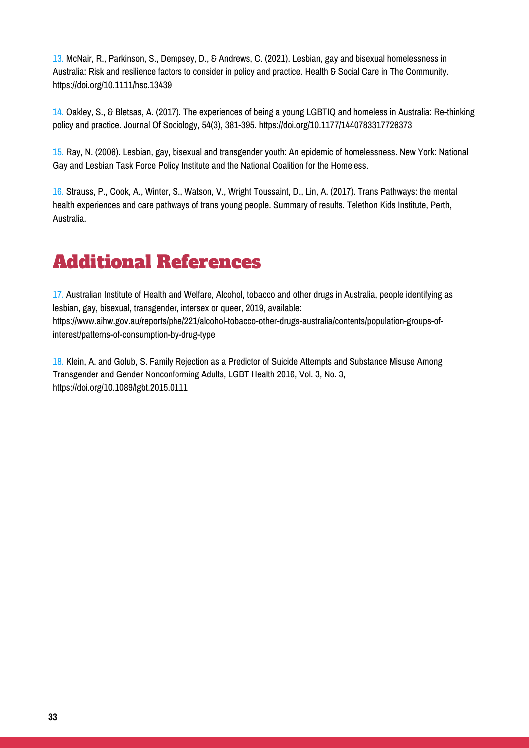13. McNair, R., Parkinson, S., Dempsey, D., & Andrews, C. (2021). Lesbian, gay and bisexual homelessness in Australia: Risk and resilience factors to consider in policy and practice. Health & Social Care in The Community. https://doi.org/10.1111/hsc.13439

14. Oakley, S., & Bletsas, A. (2017). The experiences of being a young LGBTIQ and homeless in Australia: Re-thinking policy and practice. Journal Of Sociology, 54(3), 381-395. https://doi.org/10.1177/1440783317726373

15. Ray, N. (2006). Lesbian, gay, bisexual and transgender youth: An epidemic of homelessness. New York: National Gay and Lesbian Task Force Policy Institute and the National Coalition for the Homeless.

16. Strauss, P., Cook, A., Winter, S., Watson, V., Wright Toussaint, D., Lin, A. (2017). Trans Pathways: the mental health experiences and care pathways of trans young people. Summary of results. Telethon Kids Institute, Perth, Australia.

# Additional References

17. Australian Institute of Health and Welfare, Alcohol, tobacco and other drugs in Australia, people identifying as lesbian, gay, bisexual, transgender, intersex or queer, 2019, available: https://www.aihw.gov.au/reports/phe/221/alcohol-tobacco-other-drugs-australia/contents/population-groups-of-interest/patterns-of-consumption-by-drug-type

18. Klein, A. and Golub, S. Family Rejection as a Predictor of Suicide Attempts and Substance Misuse Among Transgender and Gender Nonconforming Adults, LGBT Health 2016, Vol. 3, No. 3, https://doi.org/10.1089/lgbt.2015.0111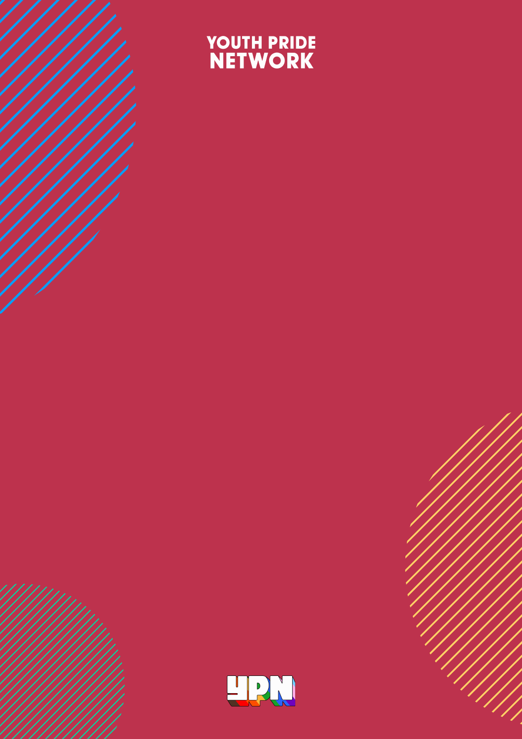YOUTH PRIDE NETWORK